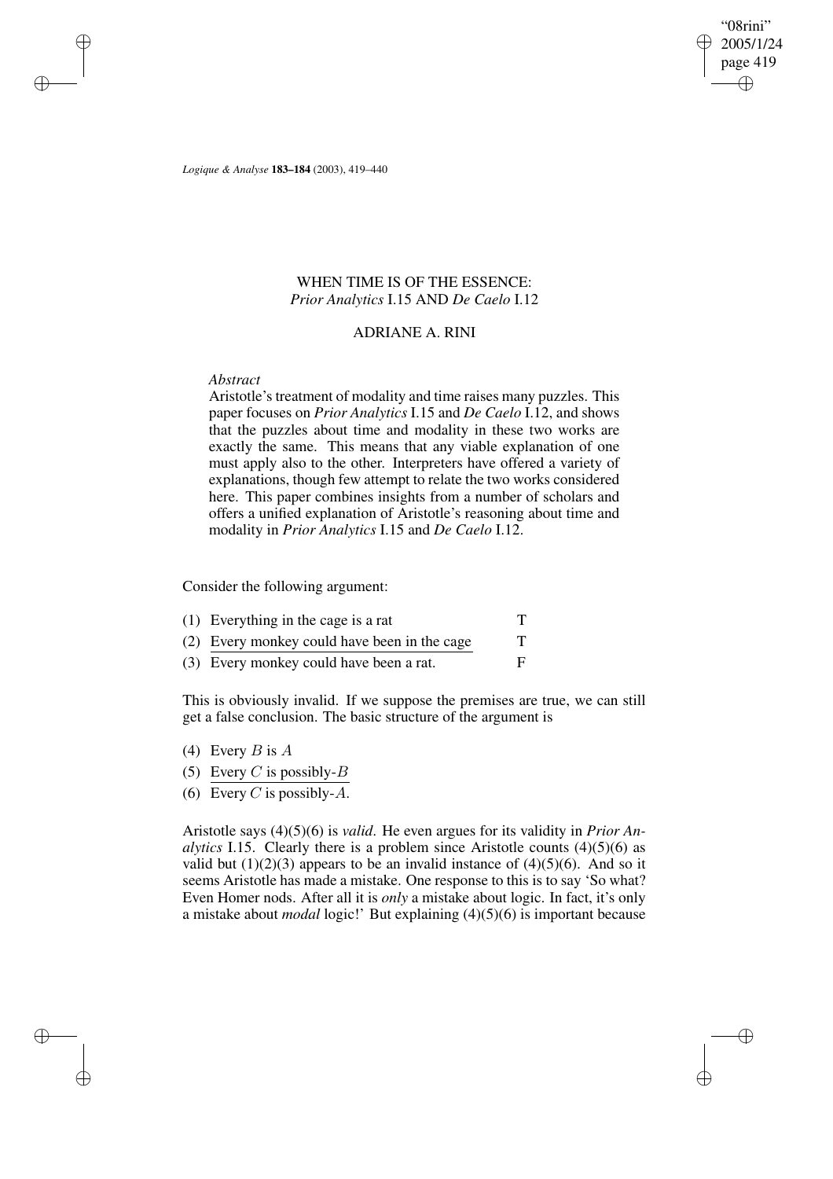# WHEN TIME IS OF THE ESSENCE: *Prior Analytics* I.15 AND *De Caelo* I.12

## ADRIANE A. RINI

*Abstract*

Aristotle's treatment of modality and time raises many puzzles. This paper focuses on *Prior Analytics* I.15 and *De Caelo* I.12, and shows that the puzzles about time and modality in these two works are exactly the same. This means that any viable explanation of one must apply also to the other. Interpreters have offered a variety of explanations, though few attempt to relate the two works considered here. This paper combines insights from a number of scholars and offers a unified explanation of Aristotle's reasoning about time and modality in *Prior Analytics* I.15 and *De Caelo* I.12.

Consider the following argument:

| | | |
|---|---|---|
| (1) | Everything in the cage is a rat | T |
| (2) | Every monkey could have been in the cage | T |
| (3) | Every monkey could have been a rat. | F |

This is obviously invalid. If we suppose the premises are true, we can still get a false conclusion. The basic structure of the argument is

(4) Every $B$ is $A$

(5) Every $C$ is possibly-$B$

(6) Every $C$ is possibly-$A$.

Aristotle says (4)(5)(6) is *valid*. He even argues for its validity in *Prior Analytics* I.15. Clearly there is a problem since Aristotle counts (4)(5)(6) as valid but (1)(2)(3) appears to be an invalid instance of (4)(5)(6). And so it seems Aristotle has made a mistake. One response to this is to say 'So what? Even Homer nods. After all it is *only* a mistake about logic. In fact, it's only a mistake about *modal* logic!' But explaining (4)(5)(6) is important because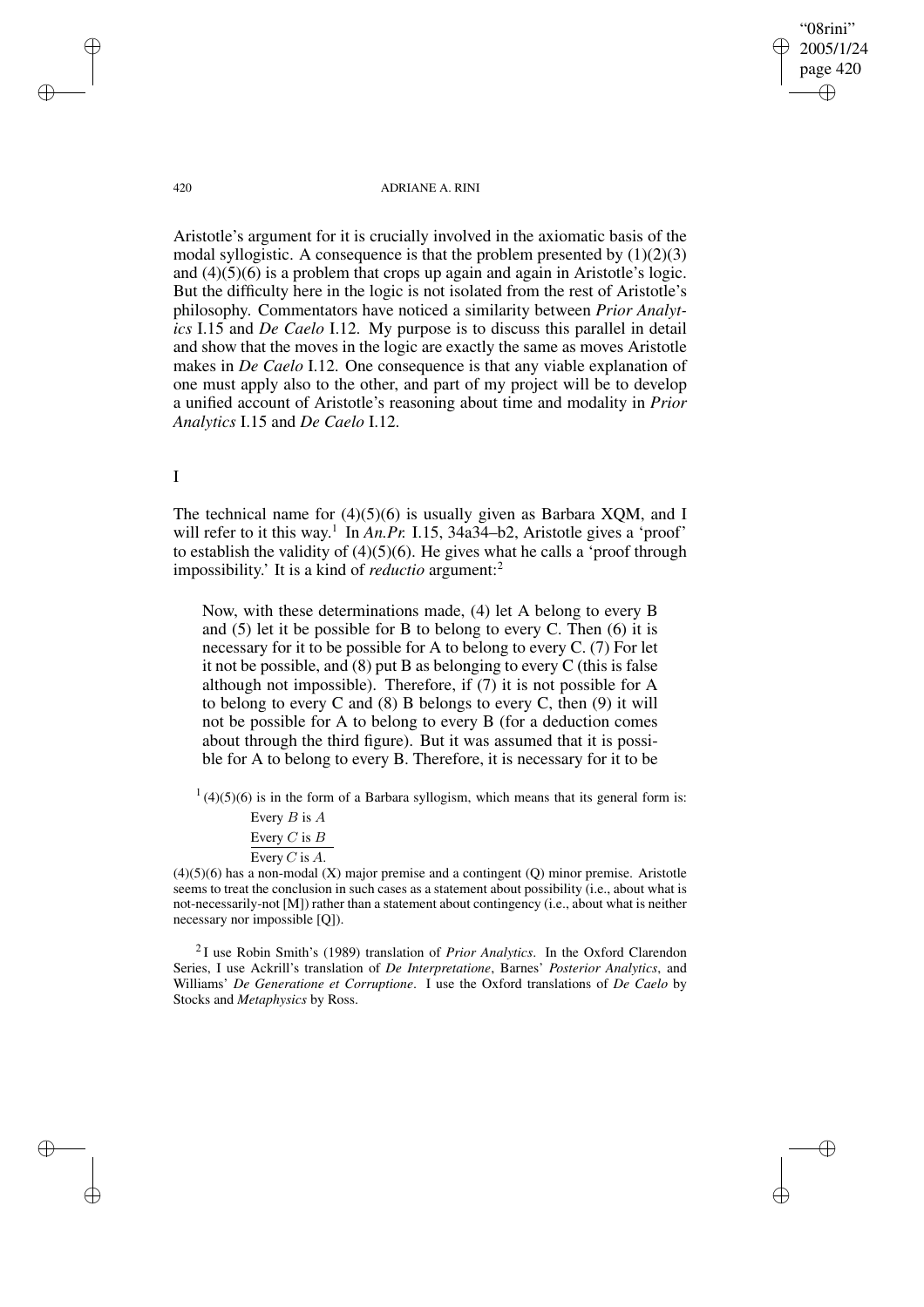Aristotle's argument for it is crucially involved in the axiomatic basis of the modal syllogistic. A consequence is that the problem presented by (1)(2)(3) and (4)(5)(6) is a problem that crops up again and again in Aristotle's logic. But the difficulty here in the logic is not isolated from the rest of Aristotle's philosophy. Commentators have noticed a similarity between *Prior Analytics* I.15 and *De Caelo* I.12. My purpose is to discuss this parallel in detail and show that the moves in the logic are exactly the same as moves Aristotle makes in *De Caelo* I.12. One consequence is that any viable explanation of one must apply also to the other, and part of my project will be to develop a unified account of Aristotle's reasoning about time and modality in *Prior Analytics* I.15 and *De Caelo* I.12.

# I

The technical name for (4)(5)(6) is usually given as Barbara XQM, and I will refer to it this way.[1] In *An.Pr.* I.15, 34a34–b2, Aristotle gives a 'proof' to establish the validity of (4)(5)(6). He gives what he calls a 'proof through impossibility.' It is a kind of *reductio* argument:[2]

> Now, with these determinations made, (4) let A belong to every B and (5) let it be possible for B to belong to every C. Then (6) it is necessary for it to be possible for A to belong to every C. (7) For let it not be possible, and (8) put B as belonging to every C (this is false although not impossible). Therefore, if (7) it is not possible for A to belong to every C and (8) B belongs to every C, then (9) it will not be possible for A to belong to every B (for a deduction comes about through the third figure). But it was assumed that it is possible for A to belong to every B. Therefore, it is necessary for it to be

[1] (4)(5)(6) is in the form of a Barbara syllogism, which means that its general form is:

Every $B$ is $A$
Every $C$ is $B$
Every $C$ is $A$.

(4)(5)(6) has a non-modal (X) major premise and a contingent (Q) minor premise. Aristotle seems to treat the conclusion in such cases as a statement about possibility (i.e., about what is not-necessarily-not [M]) rather than a statement about contingency (i.e., about what is neither necessary nor impossible [Q]).

[2] I use Robin Smith's (1989) translation of *Prior Analytics*. In the Oxford Clarendon Series, I use Ackrill's translation of *De Interpretatione*, Barnes' *Posterior Analytics*, and Williams' *De Generatione et Corruptione*. I use the Oxford translations of *De Caelo* by Stocks and *Metaphysics* by Ross.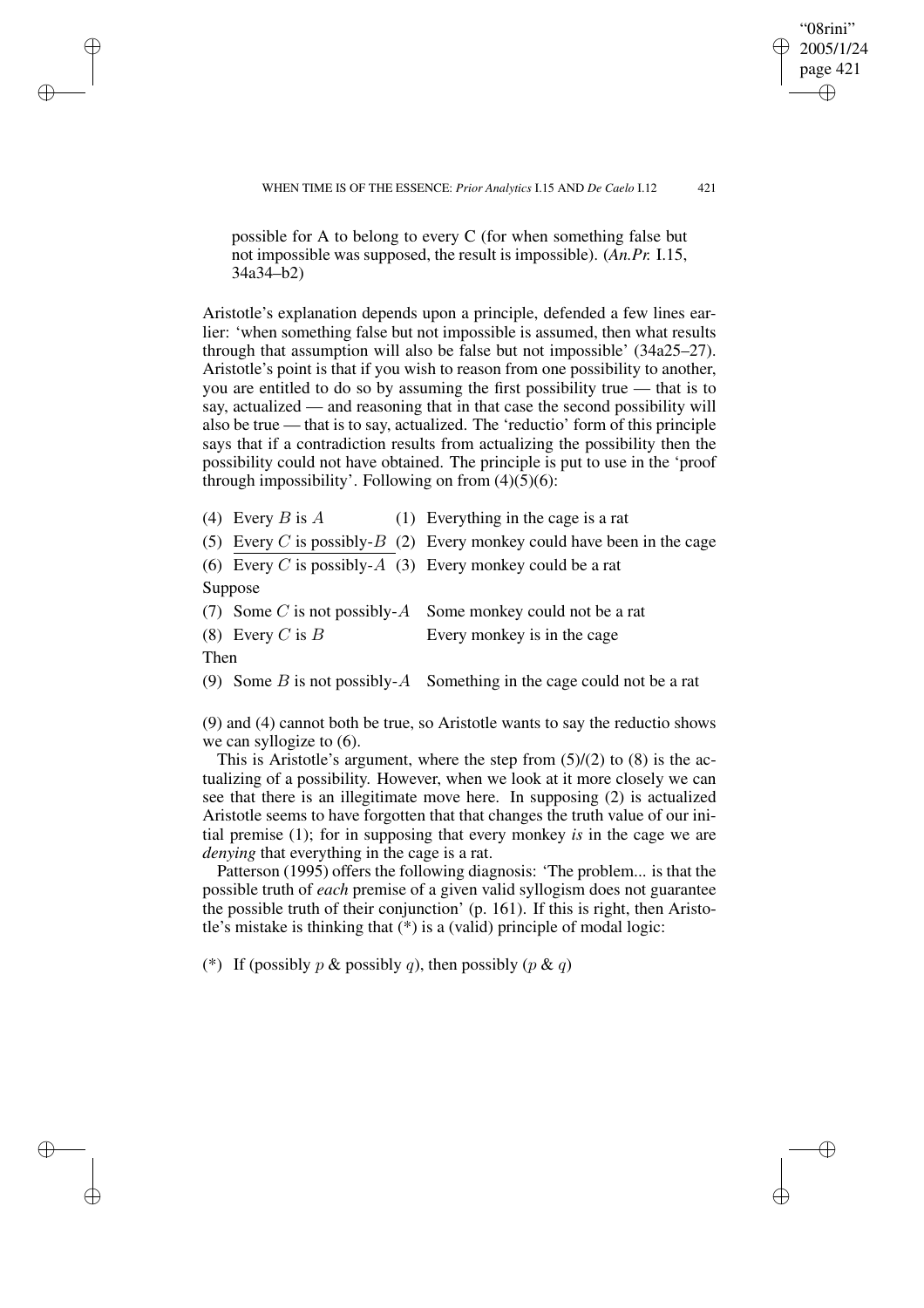possible for A to belong to every C (for when something false but not impossible was supposed, the result is impossible). (*An.Pr.* I.15, 34a34–b2)

Aristotle's explanation depends upon a principle, defended a few lines earlier: 'when something false but not impossible is assumed, then what results through that assumption will also be false but not impossible' (34a25–27). Aristotle's point is that if you wish to reason from one possibility to another, you are entitled to do so by assuming the first possibility true — that is to say, actualized — and reasoning that in that case the second possibility will also be true — that is to say, actualized. The 'reductio' form of this principle says that if a contradiction results from actualizing the possibility then the possibility could not have obtained. The principle is put to use in the 'proof through impossibility'. Following on from (4)(5)(6):

| | |
|---|---|
| (4) Every $B$ is $A$ | (1) Everything in the cage is a rat |
| (5) Every $C$ is possibly-$B$ | (2) Every monkey could have been in the cage |
| (6) Every $C$ is possibly-$A$ | (3) Every monkey could be a rat |
| Suppose | |
| (7) Some $C$ is not possibly-$A$ | Some monkey could not be a rat |
| (8) Every $C$ is $B$ | Every monkey is in the cage |
| Then | |
| (9) Some $B$ is not possibly-$A$ | Something in the cage could not be a rat |

(9) and (4) cannot both be true, so Aristotle wants to say the reductio shows we can syllogize to (6).

This is Aristotle's argument, where the step from (5)/(2) to (8) is the actualizing of a possibility. However, when we look at it more closely we can see that there is an illegitimate move here. In supposing (2) is actualized Aristotle seems to have forgotten that that changes the truth value of our initial premise (1); for in supposing that every monkey *is* in the cage we are *denying* that everything in the cage is a rat.

Patterson (1995) offers the following diagnosis: 'The problem... is that the possible truth of *each* premise of a given valid syllogism does not guarantee the possible truth of their conjunction' (p. 161). If this is right, then Aristotle's mistake is thinking that (*) is a (valid) principle of modal logic:

(*) If (possibly $p$ & possibly $q$), then possibly ($p$ & $q$)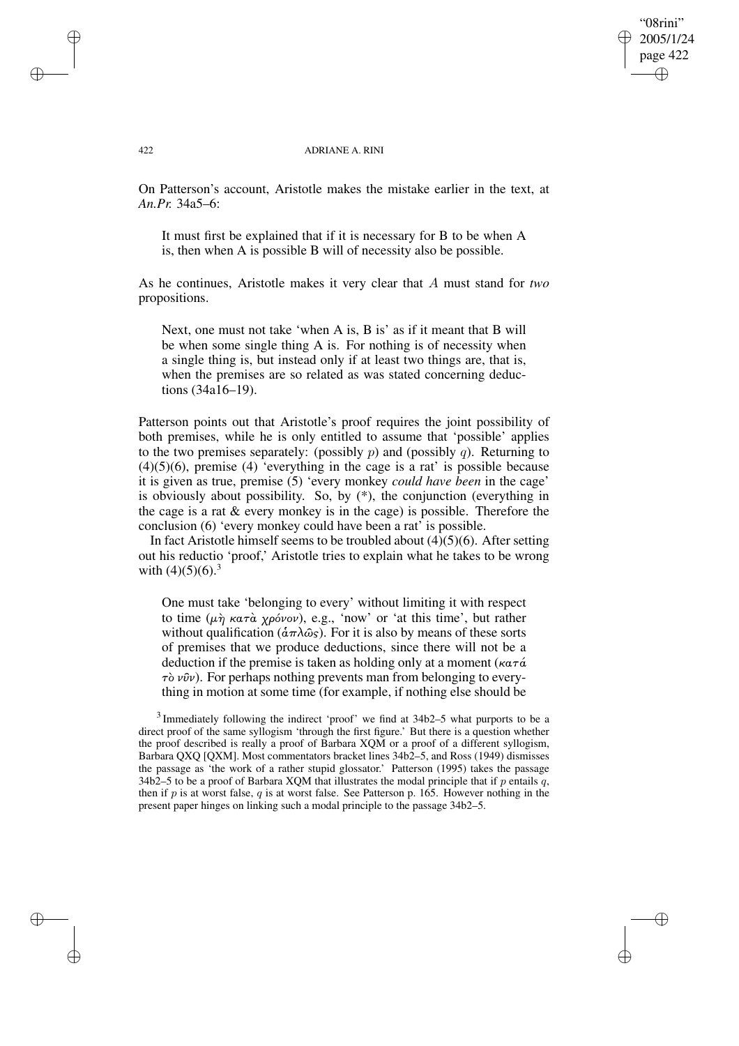On Patterson's account, Aristotle makes the mistake earlier in the text, at *An.Pr.* 34a5–6:

> It must first be explained that if it is necessary for B to be when A is, then when A is possible B will of necessity also be possible.

As he continues, Aristotle makes it very clear that $A$ must stand for *two* propositions.

> Next, one must not take 'when A is, B is' as if it meant that B will be when some single thing A is. For nothing is of necessity when a single thing is, but instead only if at least two things are, that is, when the premises are so related as was stated concerning deductions (34a16–19).

Patterson points out that Aristotle's proof requires the joint possibility of both premises, while he is only entitled to assume that 'possible' applies to the two premises separately: (possibly $p$) and (possibly $q$). Returning to (4)(5)(6), premise (4) 'everything in the cage is a rat' is possible because it is given as true, premise (5) 'every monkey *could have been* in the cage' is obviously about possibility. So, by (\*), the conjunction (everything in the cage is a rat & every monkey is in the cage) is possible. Therefore the conclusion (6) 'every monkey could have been a rat' is possible.

In fact Aristotle himself seems to be troubled about (4)(5)(6). After setting out his reductio 'proof,' Aristotle tries to explain what he takes to be wrong with (4)(5)(6).[3]

> One must take 'belonging to every' without limiting it with respect to time (μὴ κατὰ χρόνον), e.g., 'now' or 'at this time', but rather without qualification (ἁπλῶς). For it is also by means of these sorts of premises that we produce deductions, since there will not be a deduction if the premise is taken as holding only at a moment (κατά τὸ νῦν). For perhaps nothing prevents man from belonging to everything in motion at some time (for example, if nothing else should be

[3] Immediately following the indirect 'proof' we find at 34b2–5 what purports to be a direct proof of the same syllogism 'through the first figure.' But there is a question whether the proof described is really a proof of Barbara XQM or a proof of a different syllogism, Barbara QXQ [QXM]. Most commentators bracket lines 34b2–5, and Ross (1949) dismisses the passage as 'the work of a rather stupid glossator.' Patterson (1995) takes the passage 34b2–5 to be a proof of Barbara XQM that illustrates the modal principle that if $p$ entails $q$, then if $p$ is at worst false, $q$ is at worst false. See Patterson p. 165. However nothing in the present paper hinges on linking such a modal principle to the passage 34b2–5.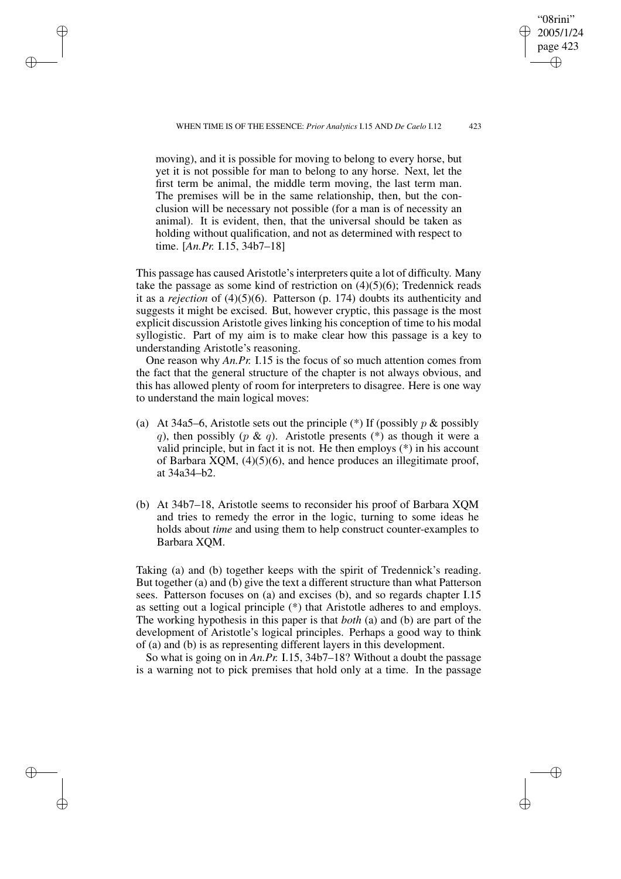moving), and it is possible for moving to belong to every horse, but yet it is not possible for man to belong to any horse. Next, let the first term be animal, the middle term moving, the last term man. The premises will be in the same relationship, then, but the conclusion will be necessary not possible (for a man is of necessity an animal). It is evident, then, that the universal should be taken as holding without qualification, and not as determined with respect to time. [*An.Pr.* I.15, 34b7–18]

This passage has caused Aristotle's interpreters quite a lot of difficulty. Many take the passage as some kind of restriction on (4)(5)(6); Tredennick reads it as a *rejection* of (4)(5)(6). Patterson (p. 174) doubts its authenticity and suggests it might be excised. But, however cryptic, this passage is the most explicit discussion Aristotle gives linking his conception of time to his modal syllogistic. Part of my aim is to make clear how this passage is a key to understanding Aristotle's reasoning.

One reason why *An.Pr.* I.15 is the focus of so much attention comes from the fact that the general structure of the chapter is not always obvious, and this has allowed plenty of room for interpreters to disagree. Here is one way to understand the main logical moves:

(a) At 34a5–6, Aristotle sets out the principle (*) If (possibly $p$ & possibly $q$), then possibly ($p$ & $q$). Aristotle presents (*) as though it were a valid principle, but in fact it is not. He then employs (*) in his account of Barbara XQM, (4)(5)(6), and hence produces an illegitimate proof, at 34a34–b2.

(b) At 34b7–18, Aristotle seems to reconsider his proof of Barbara XQM and tries to remedy the error in the logic, turning to some ideas he holds about *time* and using them to help construct counter-examples to Barbara XQM.

Taking (a) and (b) together keeps with the spirit of Tredennick's reading. But together (a) and (b) give the text a different structure than what Patterson sees. Patterson focuses on (a) and excises (b), and so regards chapter I.15 as setting out a logical principle (*) that Aristotle adheres to and employs. The working hypothesis in this paper is that *both* (a) and (b) are part of the development of Aristotle's logical principles. Perhaps a good way to think of (a) and (b) is as representing different layers in this development.

So what is going on in *An.Pr.* I.15, 34b7–18? Without a doubt the passage is a warning not to pick premises that hold only at a time. In the passage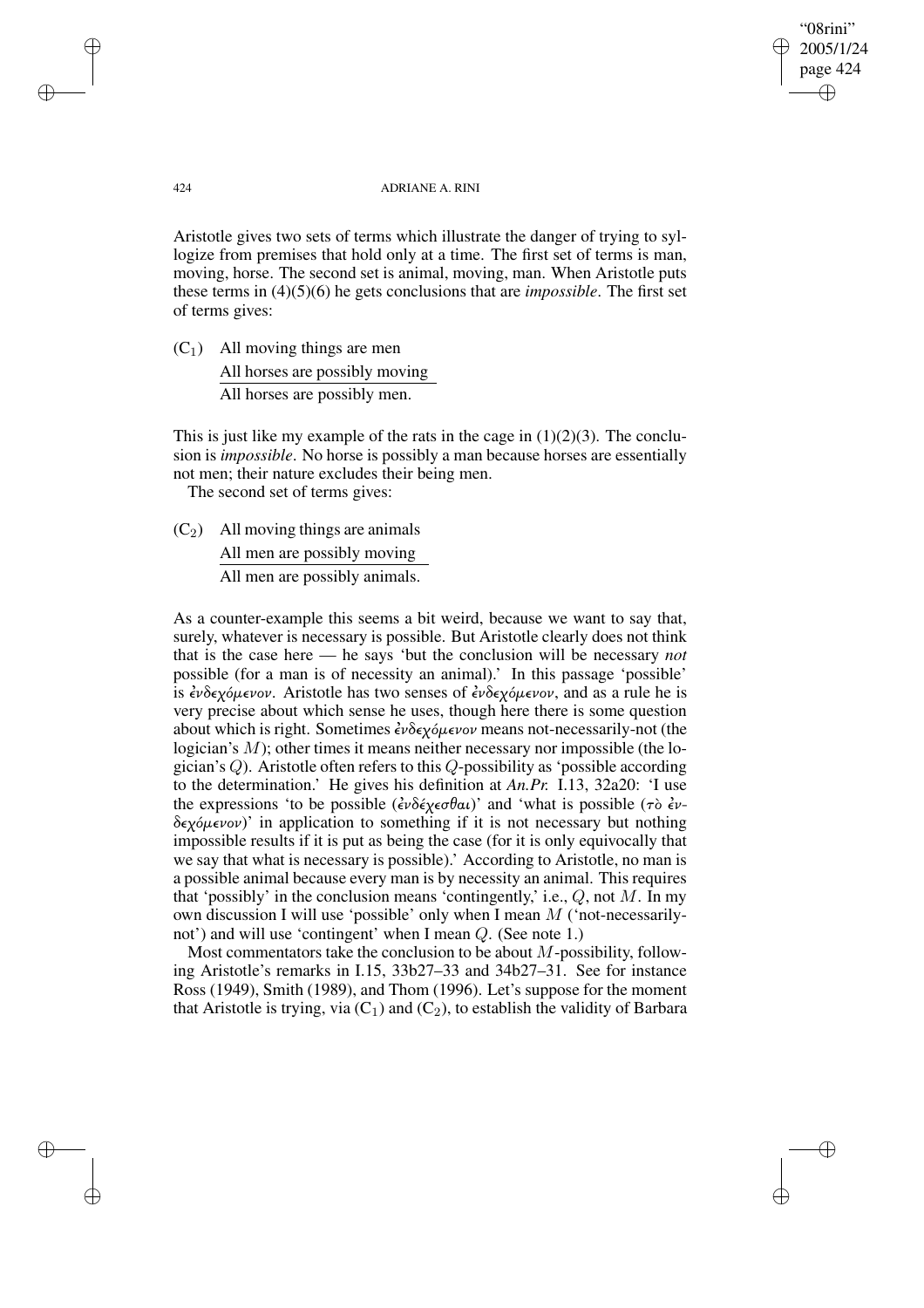Aristotle gives two sets of terms which illustrate the danger of trying to syllogize from premises that hold only at a time. The first set of terms is man, moving, horse. The second set is animal, moving, man. When Aristotle puts these terms in (4)(5)(6) he gets conclusions that are *impossible*. The first set of terms gives:

($C_1$) All moving things are men
All horses are possibly moving
All horses are possibly men.

This is just like my example of the rats in the cage in (1)(2)(3). The conclusion is *impossible*. No horse is possibly a man because horses are essentially not men; their nature excludes their being men.

The second set of terms gives:

($C_2$) All moving things are animals
All men are possibly moving
All men are possibly animals.

As a counter-example this seems a bit weird, because we want to say that, surely, whatever is necessary is possible. But Aristotle clearly does not think that is the case here — he says 'but the conclusion will be necessary *not* possible (for a man is of necessity an animal).' In this passage 'possible' is ἐνδεχόμενον. Aristotle has two senses of ἐνδεχόμενον, and as a rule he is very precise about which sense he uses, though here there is some question about which is right. Sometimes ἐνδεχόμενον means not-necessarily-not (the logician's $M$); other times it means neither necessary nor impossible (the logician's $Q$). Aristotle often refers to this $Q$-possibility as 'possible according to the determination.' He gives his definition at *An.Pr.* I.13, 32a20: 'I use the expressions 'to be possible (ἐνδέχεσθαι)' and 'what is possible (τὸ ἐνδεχόμενον)' in application to something if it is not necessary but nothing impossible results if it is put as being the case (for it is only equivocally that we say that what is necessary is possible).' According to Aristotle, no man is a possible animal because every man is by necessity an animal. This requires that 'possibly' in the conclusion means 'contingently,' i.e., $Q$, not $M$. In my own discussion I will use 'possible' only when I mean $M$ ('not-necessarily-not') and will use 'contingent' when I mean $Q$. (See note 1.)

Most commentators take the conclusion to be about $M$-possibility, following Aristotle's remarks in I.15, 33b27–33 and 34b27–31. See for instance Ross (1949), Smith (1989), and Thom (1996). Let's suppose for the moment that Aristotle is trying, via ($C_1$) and ($C_2$), to establish the validity of Barbara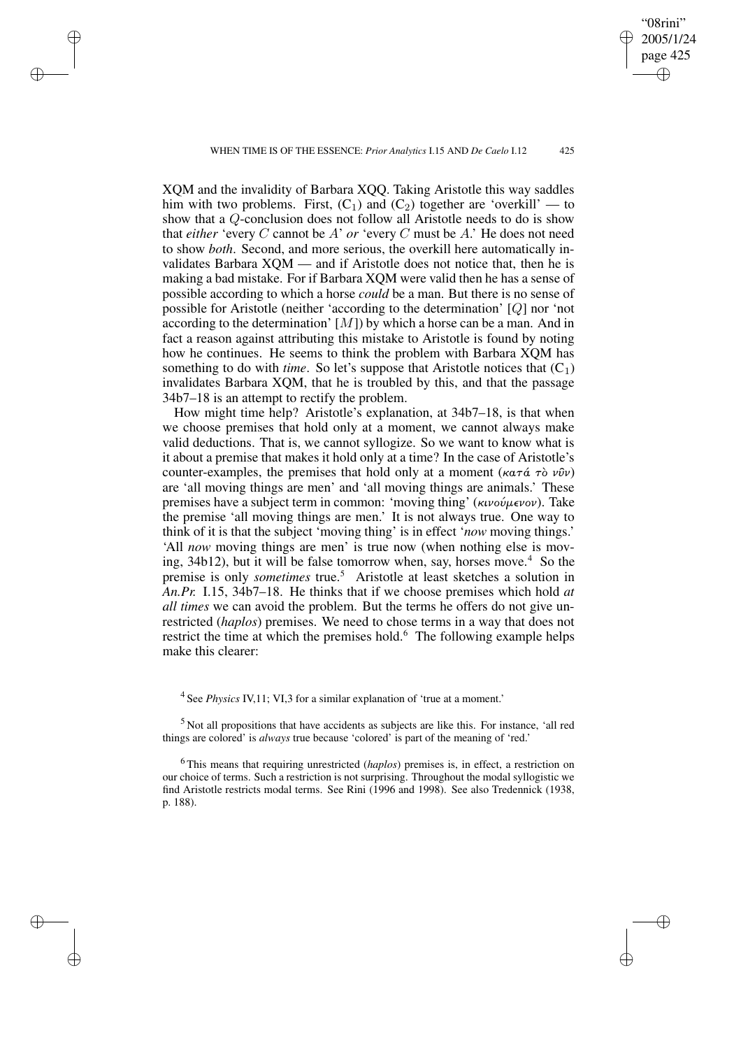XQM and the invalidity of Barbara XQQ. Taking Aristotle this way saddles him with two problems. First, ($C_1$) and ($C_2$) together are 'overkill' — to show that a $Q$-conclusion does not follow all Aristotle needs to do is show that *either* 'every $C$ cannot be $A$' *or* 'every $C$ must be $A$.' He does not need to show *both*. Second, and more serious, the overkill here automatically invalidates Barbara XQM — and if Aristotle does not notice that, then he is making a bad mistake. For if Barbara XQM were valid then he has a sense of possible according to which a horse *could* be a man. But there is no sense of possible for Aristotle (neither 'according to the determination' [$Q$] nor 'not according to the determination' [$M$]) by which a horse can be a man. And in fact a reason against attributing this mistake to Aristotle is found by noting how he continues. He seems to think the problem with Barbara XQM has something to do with *time*. So let's suppose that Aristotle notices that ($C_1$) invalidates Barbara XQM, that he is troubled by this, and that the passage 34b7–18 is an attempt to rectify the problem.

How might time help? Aristotle's explanation, at 34b7–18, is that when we choose premises that hold only at a moment, we cannot always make valid deductions. That is, we cannot syllogize. So we want to know what is it about a premise that makes it hold only at a time? In the case of Aristotle's counter-examples, the premises that hold only at a moment (κατά τὸ νῦν) are 'all moving things are men' and 'all moving things are animals.' These premises have a subject term in common: 'moving thing' (κινούμενον). Take the premise 'all moving things are men.' It is not always true. One way to think of it is that the subject 'moving thing' is in effect '*now* moving things.' 'All *now* moving things are men' is true now (when nothing else is moving, 34b12), but it will be false tomorrow when, say, horses move.[4] So the premise is only *sometimes* true.[5] Aristotle at least sketches a solution in *An.Pr.* I.15, 34b7–18. He thinks that if we choose premises which hold *at all times* we can avoid the problem. But the terms he offers do not give unrestricted (*haplos*) premises. We need to chose terms in a way that does not restrict the time at which the premises hold.[6] The following example helps make this clearer:

[4] See *Physics* IV,11; VI,3 for a similar explanation of 'true at a moment.'

[5] Not all propositions that have accidents as subjects are like this. For instance, 'all red things are colored' is *always* true because 'colored' is part of the meaning of 'red.'

[6] This means that requiring unrestricted (*haplos*) premises is, in effect, a restriction on our choice of terms. Such a restriction is not surprising. Throughout the modal syllogistic we find Aristotle restricts modal terms. See Rini (1996 and 1998). See also Tredennick (1938, p. 188).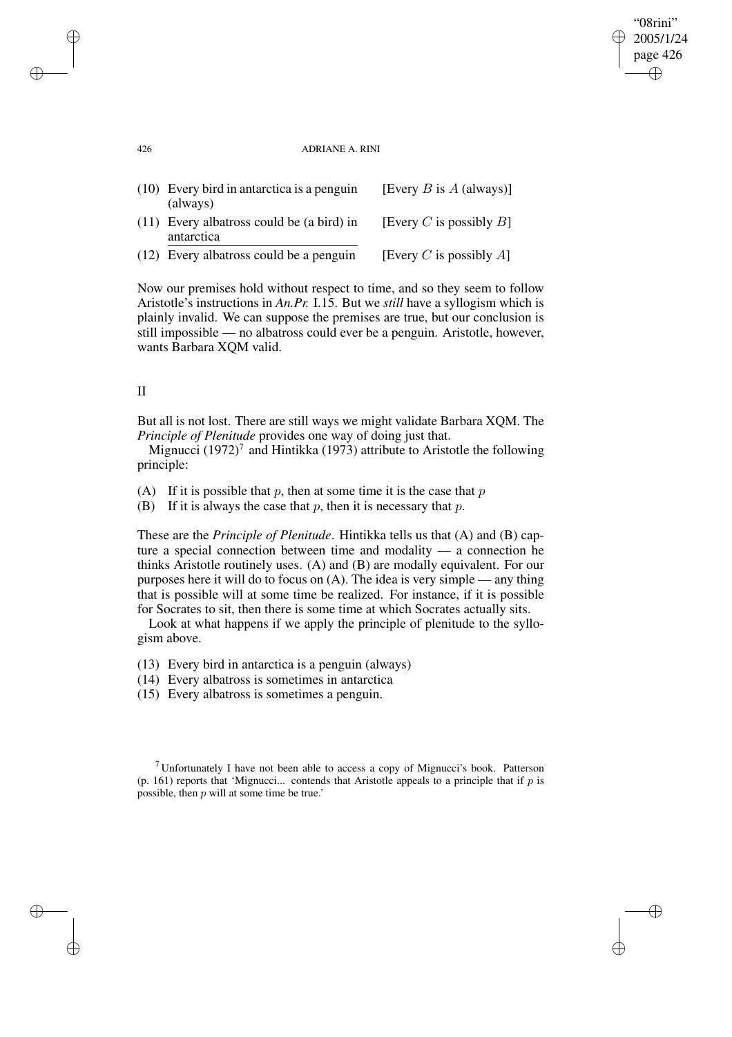| | |
|---|---|
| (10) Every bird in antarctica is a penguin (always) | [Every $B$ is $A$ (always)] |
| (11) Every albatross could be (a bird) in antarctica | [Every $C$ is possibly $B$] |
| (12) Every albatross could be a penguin | [Every $C$ is possibly $A$] |

Now our premises hold without respect to time, and so they seem to follow Aristotle's instructions in *An.Pr.* I.15. But we *still* have a syllogism which is plainly invalid. We can suppose the premises are true, but our conclusion is still impossible — no albatross could ever be a penguin. Aristotle, however, wants Barbara XQM valid.

## II

But all is not lost. There are still ways we might validate Barbara XQM. The *Principle of Plenitude* provides one way of doing just that.

Mignucci (1972)[7] and Hintikka (1973) attribute to Aristotle the following principle:

(A) If it is possible that $p$, then at some time it is the case that $p$

(B) If it is always the case that $p$, then it is necessary that $p$.

These are the *Principle of Plenitude*. Hintikka tells us that (A) and (B) capture a special connection between time and modality — a connection he thinks Aristotle routinely uses. (A) and (B) are modally equivalent. For our purposes here it will do to focus on (A). The idea is very simple — any thing that is possible will at some time be realized. For instance, if it is possible for Socrates to sit, then there is some time at which Socrates actually sits.

Look at what happens if we apply the principle of plenitude to the syllogism above.

(13) Every bird in antarctica is a penguin (always)

(14) Every albatross is sometimes in antarctica

(15) Every albatross is sometimes a penguin.

[7] Unfortunately I have not been able to access a copy of Mignucci's book. Patterson (p. 161) reports that 'Mignucci... contends that Aristotle appeals to a principle that if $p$ is possible, then $p$ will at some time be true.'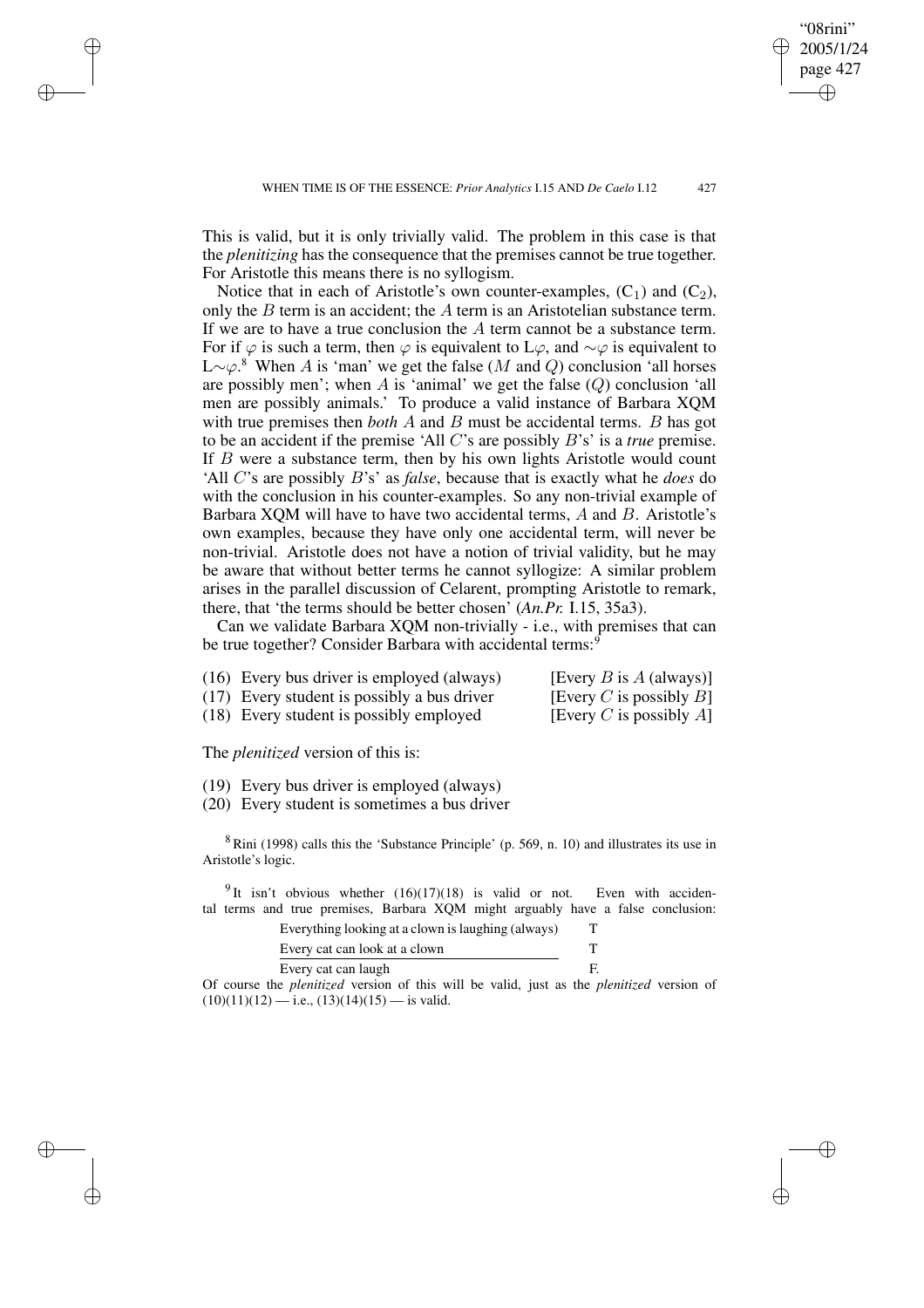This is valid, but it is only trivially valid. The problem in this case is that the *plenitizing* has the consequence that the premises cannot be true together. For Aristotle this means there is no syllogism.

Notice that in each of Aristotle's own counter-examples, ($C_1$) and ($C_2$), only the $B$ term is an accident; the $A$ term is an Aristotelian substance term. If we are to have a true conclusion the $A$ term cannot be a substance term. For if $\varphi$ is such a term, then $\varphi$ is equivalent to L$\varphi$, and $\sim\varphi$ is equivalent to L$\sim\varphi$.[8] When $A$ is 'man' we get the false ($M$ and $Q$) conclusion 'all horses are possibly men'; when $A$ is 'animal' we get the false ($Q$) conclusion 'all men are possibly animals.' To produce a valid instance of Barbara XQM with true premises then *both* $A$ and $B$ must be accidental terms. $B$ has got to be an accident if the premise 'All $C$'s are possibly $B$'s' is a *true* premise. If $B$ were a substance term, then by his own lights Aristotle would count 'All $C$'s are possibly $B$'s' as *false*, because that is exactly what he *does* do with the conclusion in his counter-examples. So any non-trivial example of Barbara XQM will have to have two accidental terms, $A$ and $B$. Aristotle's own examples, because they have only one accidental term, will never be non-trivial. Aristotle does not have a notion of trivial validity, but he may be aware that without better terms he cannot syllogize: A similar problem arises in the parallel discussion of Celarent, prompting Aristotle to remark, there, that 'the terms should be better chosen' (*An.Pr.* I.15, 35a3).

Can we validate Barbara XQM non-trivially - i.e., with premises that can be true together? Consider Barbara with accidental terms:[9]

(16) Every bus driver is employed (always) [Every $B$ is $A$ (always)]
(17) Every student is possibly a bus driver [Every $C$ is possibly $B$]
(18) Every student is possibly employed [Every $C$ is possibly $A$]

The *plenitized* version of this is:

(19) Every bus driver is employed (always)
(20) Every student is sometimes a bus driver

[8] Rini (1998) calls this the 'Substance Principle' (p. 569, n. 10) and illustrates its use in Aristotle's logic.

[9] It isn't obvious whether (16)(17)(18) is valid or not. Even with accidental terms and true premises, Barbara XQM might arguably have a false conclusion:

| | |
|---|---|
| Everything looking at a clown is laughing (always) | T |
| Every cat can look at a clown | T |
| Every cat can laugh | F. |

Of course the *plenitized* version of this will be valid, just as the *plenitized* version of (10)(11)(12) — i.e., (13)(14)(15) — is valid.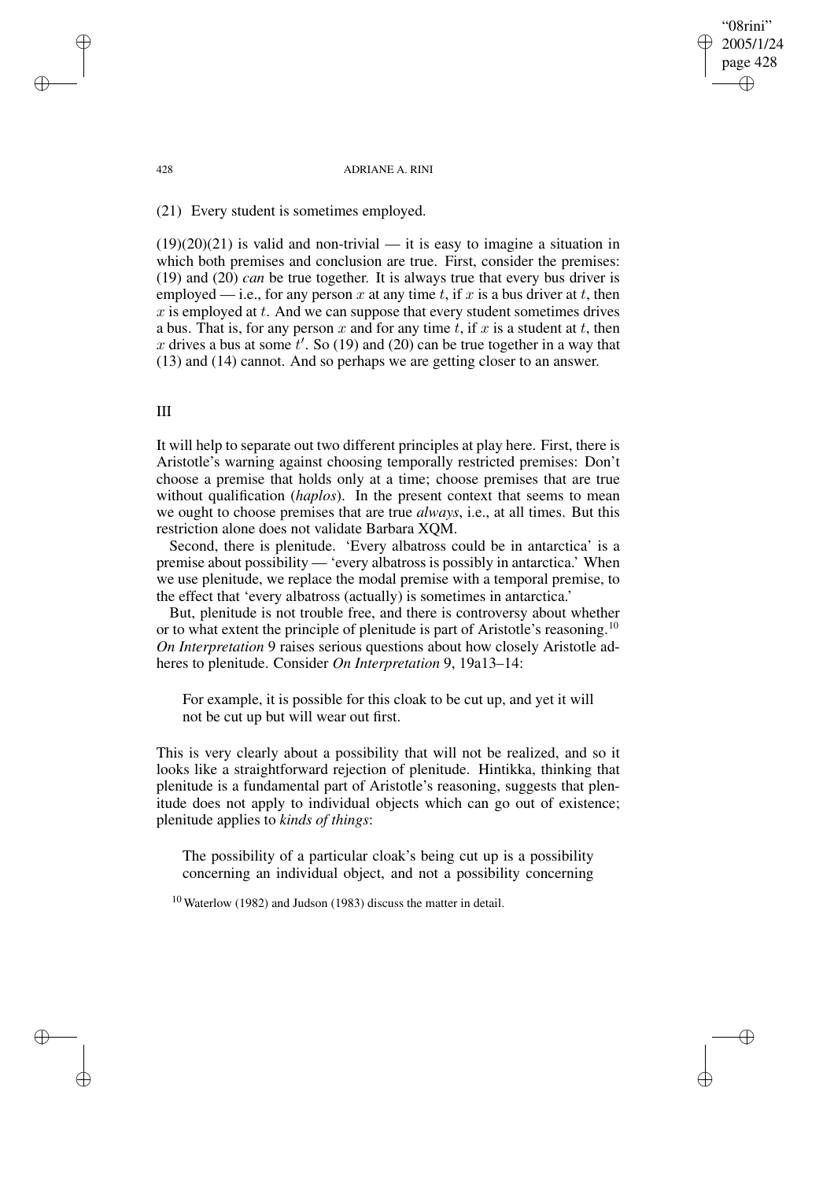(21) Every student is sometimes employed.

(19)(20)(21) is valid and non-trivial — it is easy to imagine a situation in which both premises and conclusion are true. First, consider the premises: (19) and (20) *can* be true together. It is always true that every bus driver is employed — i.e., for any person $x$ at any time $t$, if $x$ is a bus driver at $t$, then $x$ is employed at $t$. And we can suppose that every student sometimes drives a bus. That is, for any person $x$ and for any time $t$, if $x$ is a student at $t$, then $x$ drives a bus at some $t'$. So (19) and (20) can be true together in a way that (13) and (14) cannot. And so perhaps we are getting closer to an answer.

## III

It will help to separate out two different principles at play here. First, there is Aristotle's warning against choosing temporally restricted premises: Don't choose a premise that holds only at a time; choose premises that are true without qualification (*haplos*). In the present context that seems to mean we ought to choose premises that are true *always*, i.e., at all times. But this restriction alone does not validate Barbara XQM.

Second, there is plenitude. 'Every albatross could be in antarctica' is a premise about possibility — 'every albatross is possibly in antarctica.' When we use plenitude, we replace the modal premise with a temporal premise, to the effect that 'every albatross (actually) is sometimes in antarctica.'

But, plenitude is not trouble free, and there is controversy about whether or to what extent the principle of plenitude is part of Aristotle's reasoning.[10] *On Interpretation* 9 raises serious questions about how closely Aristotle adheres to plenitude. Consider *On Interpretation* 9, 19a13–14:

> For example, it is possible for this cloak to be cut up, and yet it will not be cut up but will wear out first.

This is very clearly about a possibility that will not be realized, and so it looks like a straightforward rejection of plenitude. Hintikka, thinking that plenitude is a fundamental part of Aristotle's reasoning, suggests that plenitude does not apply to individual objects which can go out of existence; plenitude applies to *kinds of things*:

> The possibility of a particular cloak's being cut up is a possibility concerning an individual object, and not a possibility concerning

[10] Waterlow (1982) and Judson (1983) discuss the matter in detail.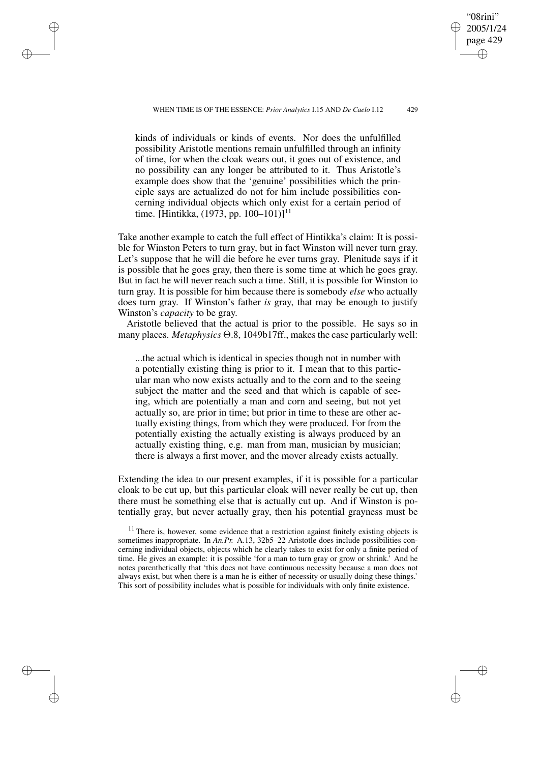> kinds of individuals or kinds of events. Nor does the unfulfilled possibility Aristotle mentions remain unfulfilled through an infinity of time, for when the cloak wears out, it goes out of existence, and no possibility can any longer be attributed to it. Thus Aristotle's example does show that the 'genuine' possibilities which the principle says are actualized do not for him include possibilities concerning individual objects which only exist for a certain period of time. [Hintikka, (1973, pp. 100–101)][11]

Take another example to catch the full effect of Hintikka's claim: It is possible for Winston Peters to turn gray, but in fact Winston will never turn gray. Let's suppose that he will die before he ever turns gray. Plenitude says if it is possible that he goes gray, then there is some time at which he goes gray. But in fact he will never reach such a time. Still, it is possible for Winston to turn gray. It is possible for him because there is somebody *else* who actually does turn gray. If Winston's father *is* gray, that may be enough to justify Winston's *capacity* to be gray.

Aristotle believed that the actual is prior to the possible. He says so in many places. *Metaphysics* Θ.8, 1049b17ff., makes the case particularly well:

> ...the actual which is identical in species though not in number with a potentially existing thing is prior to it. I mean that to this particular man who now exists actually and to the corn and to the seeing subject the matter and the seed and that which is capable of seeing, which are potentially a man and corn and seeing, but not yet actually so, are prior in time; but prior in time to these are other actually existing things, from which they were produced. For from the potentially existing the actually existing is always produced by an actually existing thing, e.g. man from man, musician by musician; there is always a first mover, and the mover already exists actually.

Extending the idea to our present examples, if it is possible for a particular cloak to be cut up, but this particular cloak will never really be cut up, then there must be something else that is actually cut up. And if Winston is potentially gray, but never actually gray, then his potential grayness must be

[11] There is, however, some evidence that a restriction against finitely existing objects is sometimes inappropriate. In *An.Pr.* A.13, 32b5–22 Aristotle does include possibilities concerning individual objects, objects which he clearly takes to exist for only a finite period of time. He gives an example: it is possible 'for a man to turn gray or grow or shrink.' And he notes parenthetically that 'this does not have continuous necessity because a man does not always exist, but when there is a man he is either of necessity or usually doing these things.' This sort of possibility includes what is possible for individuals with only finite existence.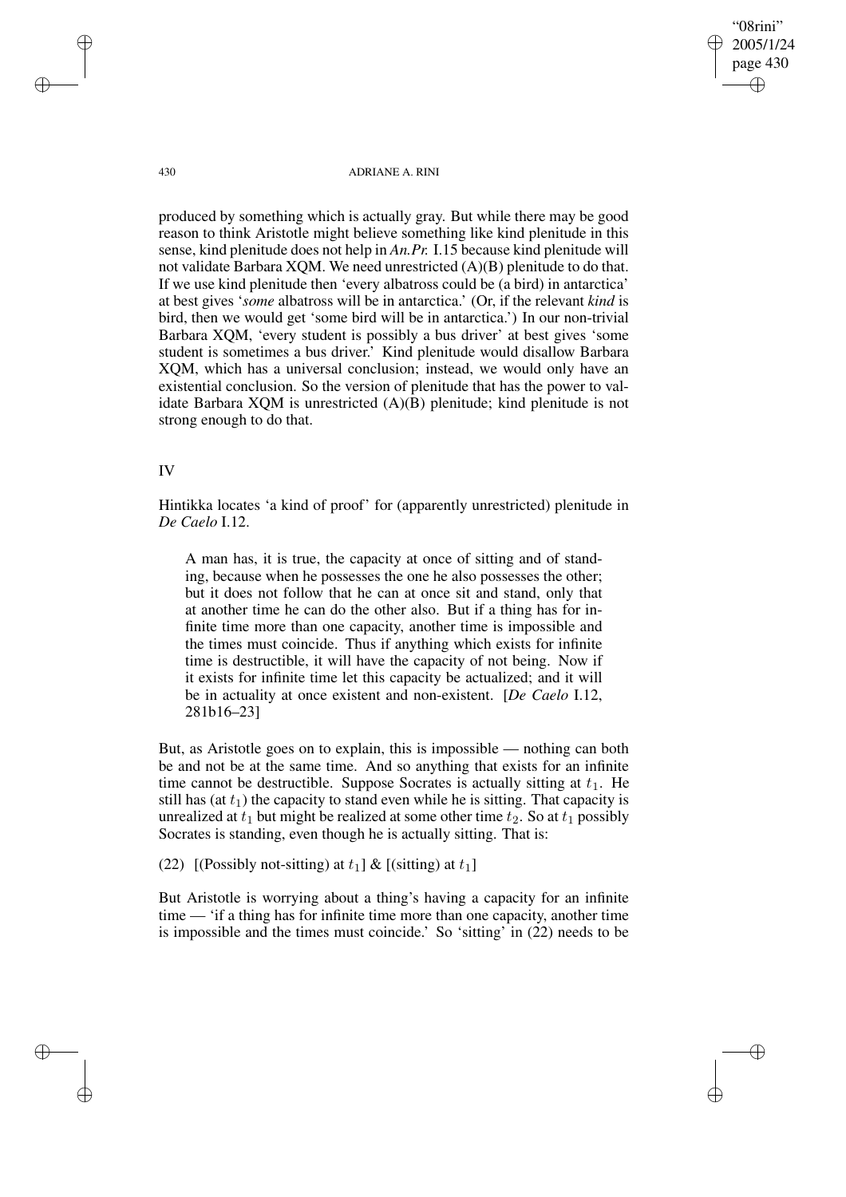produced by something which is actually gray. But while there may be good reason to think Aristotle might believe something like kind plenitude in this sense, kind plenitude does not help in *An.Pr.* I.15 because kind plenitude will not validate Barbara XQM. We need unrestricted (A)(B) plenitude to do that. If we use kind plenitude then 'every albatross could be (a bird) in antarctica' at best gives '*some* albatross will be in antarctica.' (Or, if the relevant *kind* is bird, then we would get 'some bird will be in antarctica.') In our non-trivial Barbara XQM, 'every student is possibly a bus driver' at best gives 'some student is sometimes a bus driver.' Kind plenitude would disallow Barbara XQM, which has a universal conclusion; instead, we would only have an existential conclusion. So the version of plenitude that has the power to validate Barbara XQM is unrestricted (A)(B) plenitude; kind plenitude is not strong enough to do that.

## IV

Hintikka locates 'a kind of proof' for (apparently unrestricted) plenitude in *De Caelo* I.12.

> A man has, it is true, the capacity at once of sitting and of standing, because when he possesses the one he also possesses the other; but it does not follow that he can at once sit and stand, only that at another time he can do the other also. But if a thing has for infinite time more than one capacity, another time is impossible and the times must coincide. Thus if anything which exists for infinite time is destructible, it will have the capacity of not being. Now if it exists for infinite time let this capacity be actualized; and it will be in actuality at once existent and non-existent. [*De Caelo* I.12, 281b16–23]

But, as Aristotle goes on to explain, this is impossible — nothing can both be and not be at the same time. And so anything that exists for an infinite time cannot be destructible. Suppose Socrates is actually sitting at $t_1$. He still has (at $t_1$) the capacity to stand even while he is sitting. That capacity is unrealized at $t_1$ but might be realized at some other time $t_2$. So at $t_1$ possibly Socrates is standing, even though he is actually sitting. That is:

(22) [(Possibly not-sitting) at $t_1$] & [(sitting) at $t_1$]

But Aristotle is worrying about a thing's having a capacity for an infinite time — 'if a thing has for infinite time more than one capacity, another time is impossible and the times must coincide.' So 'sitting' in (22) needs to be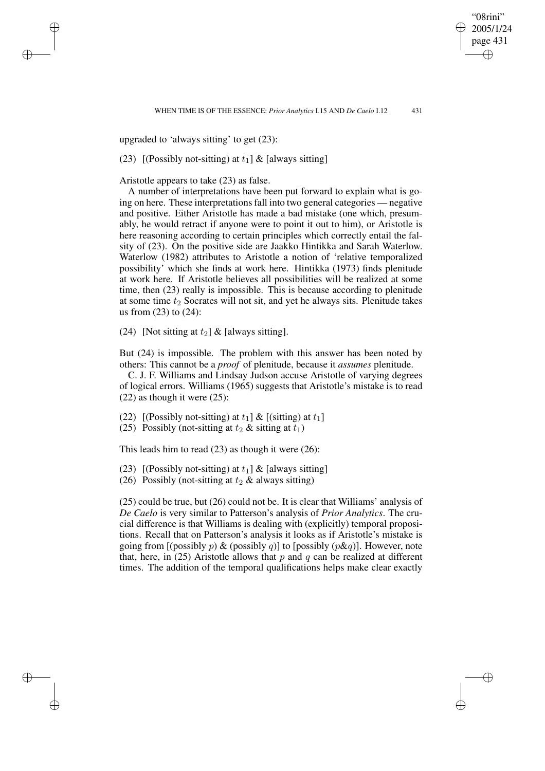upgraded to 'always sitting' to get (23):

(23) [(Possibly not-sitting) at $t_1$] & [always sitting]

Aristotle appears to take (23) as false.

A number of interpretations have been put forward to explain what is going on here. These interpretations fall into two general categories — negative and positive. Either Aristotle has made a bad mistake (one which, presumably, he would retract if anyone were to point it out to him), or Aristotle is here reasoning according to certain principles which correctly entail the falsity of (23). On the positive side are Jaakko Hintikka and Sarah Waterlow. Waterlow (1982) attributes to Aristotle a notion of 'relative temporalized possibility' which she finds at work here. Hintikka (1973) finds plenitude at work here. If Aristotle believes all possibilities will be realized at some time, then (23) really is impossible. This is because according to plenitude at some time $t_2$ Socrates will not sit, and yet he always sits. Plenitude takes us from (23) to (24):

(24) [Not sitting at $t_2$] & [always sitting].

But (24) is impossible. The problem with this answer has been noted by others: This cannot be a *proof* of plenitude, because it *assumes* plenitude.

C. J. F. Williams and Lindsay Judson accuse Aristotle of varying degrees of logical errors. Williams (1965) suggests that Aristotle's mistake is to read (22) as though it were (25):

(22) [(Possibly not-sitting) at $t_1$] & [(sitting) at $t_1$]
(25) Possibly (not-sitting at $t_2$ & sitting at $t_1$)

This leads him to read (23) as though it were (26):

(23) [(Possibly not-sitting) at $t_1$] & [always sitting]
(26) Possibly (not-sitting at $t_2$ & always sitting)

(25) could be true, but (26) could not be. It is clear that Williams' analysis of *De Caelo* is very similar to Patterson's analysis of *Prior Analytics*. The crucial difference is that Williams is dealing with (explicitly) temporal propositions. Recall that on Patterson's analysis it looks as if Aristotle's mistake is going from [(possibly $p$) & (possibly $q$)] to [possibly ($p$&$q$)]. However, note that, here, in (25) Aristotle allows that $p$ and $q$ can be realized at different times. The addition of the temporal qualifications helps make clear exactly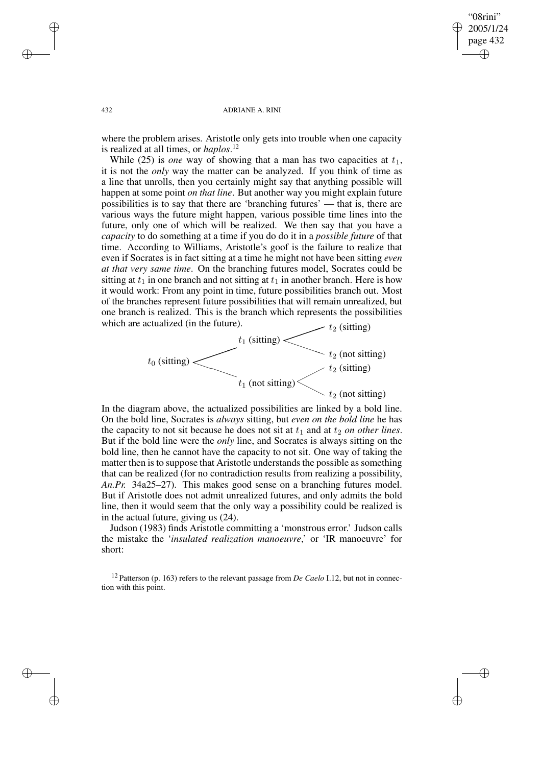where the problem arises. Aristotle only gets into trouble when one capacity is realized at all times, or *haplos*.[12]

While (25) is *one* way of showing that a man has two capacities at $t_1$, it is not the *only* way the matter can be analyzed. If you think of time as a line that unrolls, then you certainly might say that anything possible will happen at some point *on that line*. But another way you might explain future possibilities is to say that there are 'branching futures' — that is, there are various ways the future might happen, various possible time lines into the future, only one of which will be realized. We then say that you have a *capacity* to do something at a time if you do do it in a *possible future* of that time. According to Williams, Aristotle's goof is the failure to realize that even if Socrates is in fact sitting at a time he might not have been sitting *even at that very same time*. On the branching futures model, Socrates could be sitting at $t_1$ in one branch and not sitting at $t_1$ in another branch. Here is how it would work: From any point in time, future possibilities branch out. Most of the branches represent future possibilities that will remain unrealized, but one branch is realized. This is the branch which represents the possibilities which are actualized (in the future).

```
                              t_2 (sitting)
               t_1 (sitting) <
t_0 (sitting) <               t_2 (not sitting)
                              t_2 (sitting)
               t_1 (not sitting) <
                              t_2 (not sitting)
```

In the diagram above, the actualized possibilities are linked by a bold line. On the bold line, Socrates is *always* sitting, but *even on the bold line* he has the capacity to not sit because he does not sit at $t_1$ and at $t_2$ *on other lines*. But if the bold line were the *only* line, and Socrates is always sitting on the bold line, then he cannot have the capacity to not sit. One way of taking the matter then is to suppose that Aristotle understands the possible as something that can be realized (for no contradiction results from realizing a possibility, *An.Pr.* 34a25–27). This makes good sense on a branching futures model. But if Aristotle does not admit unrealized futures, and only admits the bold line, then it would seem that the only way a possibility could be realized is in the actual future, giving us (24).

Judson (1983) finds Aristotle committing a 'monstrous error.' Judson calls the mistake the '*insulated realization manoeuvre*,' or 'IR manoeuvre' for short:

[12] Patterson (p. 163) refers to the relevant passage from *De Caelo* I.12, but not in connection with this point.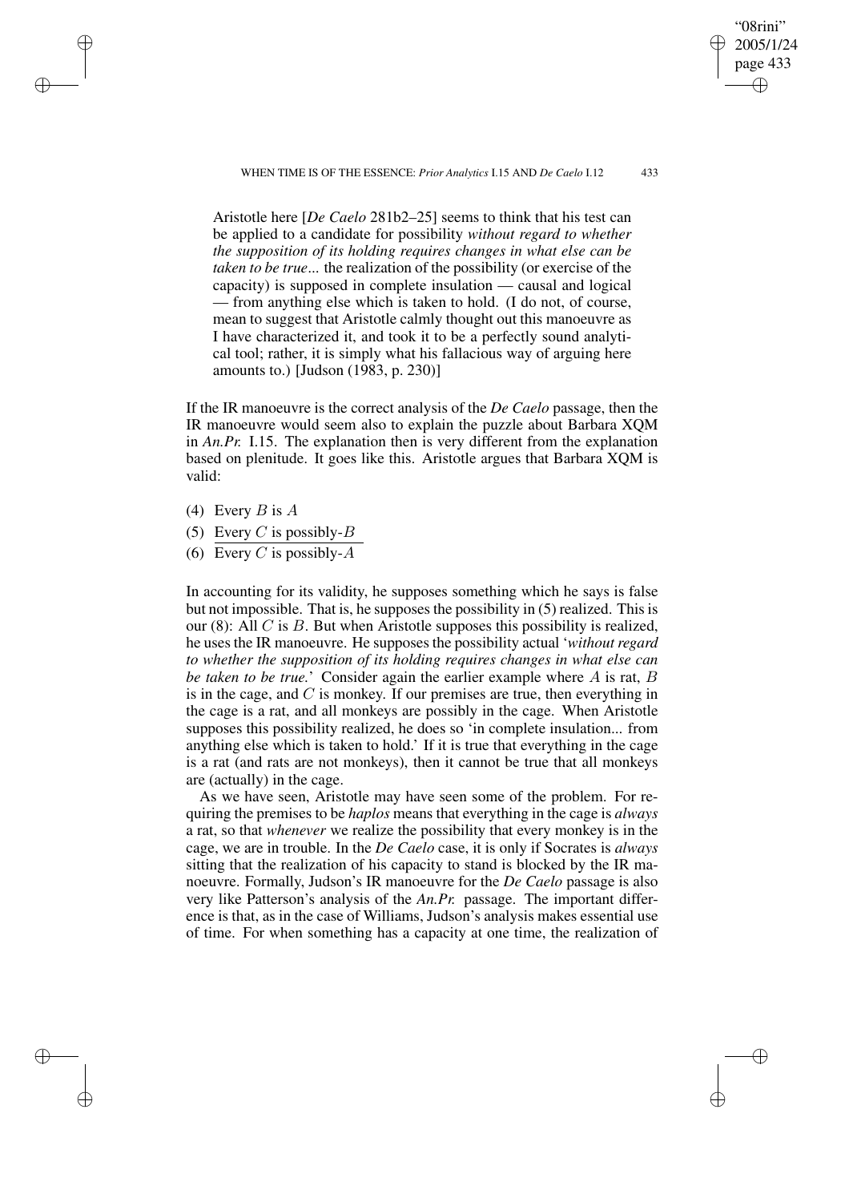> Aristotle here [*De Caelo* 281b2–25] seems to think that his test can be applied to a candidate for possibility *without regard to whether the supposition of its holding requires changes in what else can be taken to be true*... the realization of the possibility (or exercise of the capacity) is supposed in complete insulation — causal and logical — from anything else which is taken to hold. (I do not, of course, mean to suggest that Aristotle calmly thought out this manoeuvre as I have characterized it, and took it to be a perfectly sound analytical tool; rather, it is simply what his fallacious way of arguing here amounts to.) [Judson (1983, p. 230)]

If the IR manoeuvre is the correct analysis of the *De Caelo* passage, then the IR manoeuvre would seem also to explain the puzzle about Barbara XQM in *An.Pr.* I.15. The explanation then is very different from the explanation based on plenitude. It goes like this. Aristotle argues that Barbara XQM is valid:

(4) Every $B$ is $A$

(5) Every $C$ is possibly-$B$

(6) Every $C$ is possibly-$A$

In accounting for its validity, he supposes something which he says is false but not impossible. That is, he supposes the possibility in (5) realized. This is our (8): All $C$ is $B$. But when Aristotle supposes this possibility is realized, he uses the IR manoeuvre. He supposes the possibility actual '*without regard to whether the supposition of its holding requires changes in what else can be taken to be true.*' Consider again the earlier example where $A$ is rat, $B$ is in the cage, and $C$ is monkey. If our premises are true, then everything in the cage is a rat, and all monkeys are possibly in the cage. When Aristotle supposes this possibility realized, he does so 'in complete insulation... from anything else which is taken to hold.' If it is true that everything in the cage is a rat (and rats are not monkeys), then it cannot be true that all monkeys are (actually) in the cage.

As we have seen, Aristotle may have seen some of the problem. For requiring the premises to be *haplos* means that everything in the cage is *always* a rat, so that *whenever* we realize the possibility that every monkey is in the cage, we are in trouble. In the *De Caelo* case, it is only if Socrates is *always* sitting that the realization of his capacity to stand is blocked by the IR manoeuvre. Formally, Judson's IR manoeuvre for the *De Caelo* passage is also very like Patterson's analysis of the *An.Pr.* passage. The important difference is that, as in the case of Williams, Judson's analysis makes essential use of time. For when something has a capacity at one time, the realization of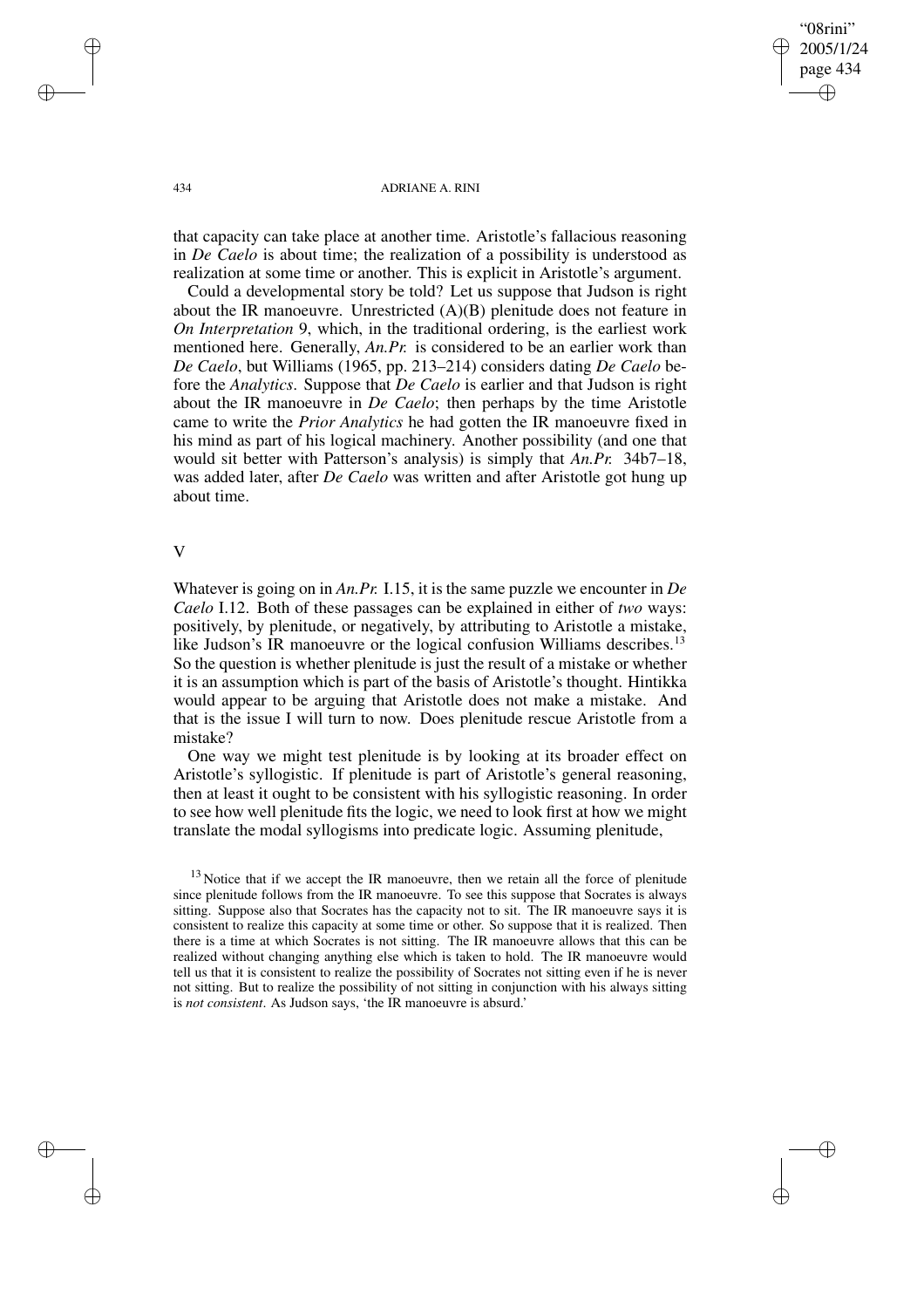that capacity can take place at another time. Aristotle's fallacious reasoning in *De Caelo* is about time; the realization of a possibility is understood as realization at some time or another. This is explicit in Aristotle's argument.

Could a developmental story be told? Let us suppose that Judson is right about the IR manoeuvre. Unrestricted (A)(B) plenitude does not feature in *On Interpretation* 9, which, in the traditional ordering, is the earliest work mentioned here. Generally, *An.Pr.* is considered to be an earlier work than *De Caelo*, but Williams (1965, pp. 213–214) considers dating *De Caelo* before the *Analytics*. Suppose that *De Caelo* is earlier and that Judson is right about the IR manoeuvre in *De Caelo*; then perhaps by the time Aristotle came to write the *Prior Analytics* he had gotten the IR manoeuvre fixed in his mind as part of his logical machinery. Another possibility (and one that would sit better with Patterson's analysis) is simply that *An.Pr.* 34b7–18, was added later, after *De Caelo* was written and after Aristotle got hung up about time.

## V

Whatever is going on in *An.Pr.* I.15, it is the same puzzle we encounter in *De Caelo* I.12. Both of these passages can be explained in either of *two* ways: positively, by plenitude, or negatively, by attributing to Aristotle a mistake, like Judson's IR manoeuvre or the logical confusion Williams describes.[13] So the question is whether plenitude is just the result of a mistake or whether it is an assumption which is part of the basis of Aristotle's thought. Hintikka would appear to be arguing that Aristotle does not make a mistake. And that is the issue I will turn to now. Does plenitude rescue Aristotle from a mistake?

One way we might test plenitude is by looking at its broader effect on Aristotle's syllogistic. If plenitude is part of Aristotle's general reasoning, then at least it ought to be consistent with his syllogistic reasoning. In order to see how well plenitude fits the logic, we need to look first at how we might translate the modal syllogisms into predicate logic. Assuming plenitude,

[13] Notice that if we accept the IR manoeuvre, then we retain all the force of plenitude since plenitude follows from the IR manoeuvre. To see this suppose that Socrates is always sitting. Suppose also that Socrates has the capacity not to sit. The IR manoeuvre says it is consistent to realize this capacity at some time or other. So suppose that it is realized. Then there is a time at which Socrates is not sitting. The IR manoeuvre allows that this can be realized without changing anything else which is taken to hold. The IR manoeuvre would tell us that it is consistent to realize the possibility of Socrates not sitting even if he is never not sitting. But to realize the possibility of not sitting in conjunction with his always sitting is *not consistent*. As Judson says, 'the IR manoeuvre is absurd.'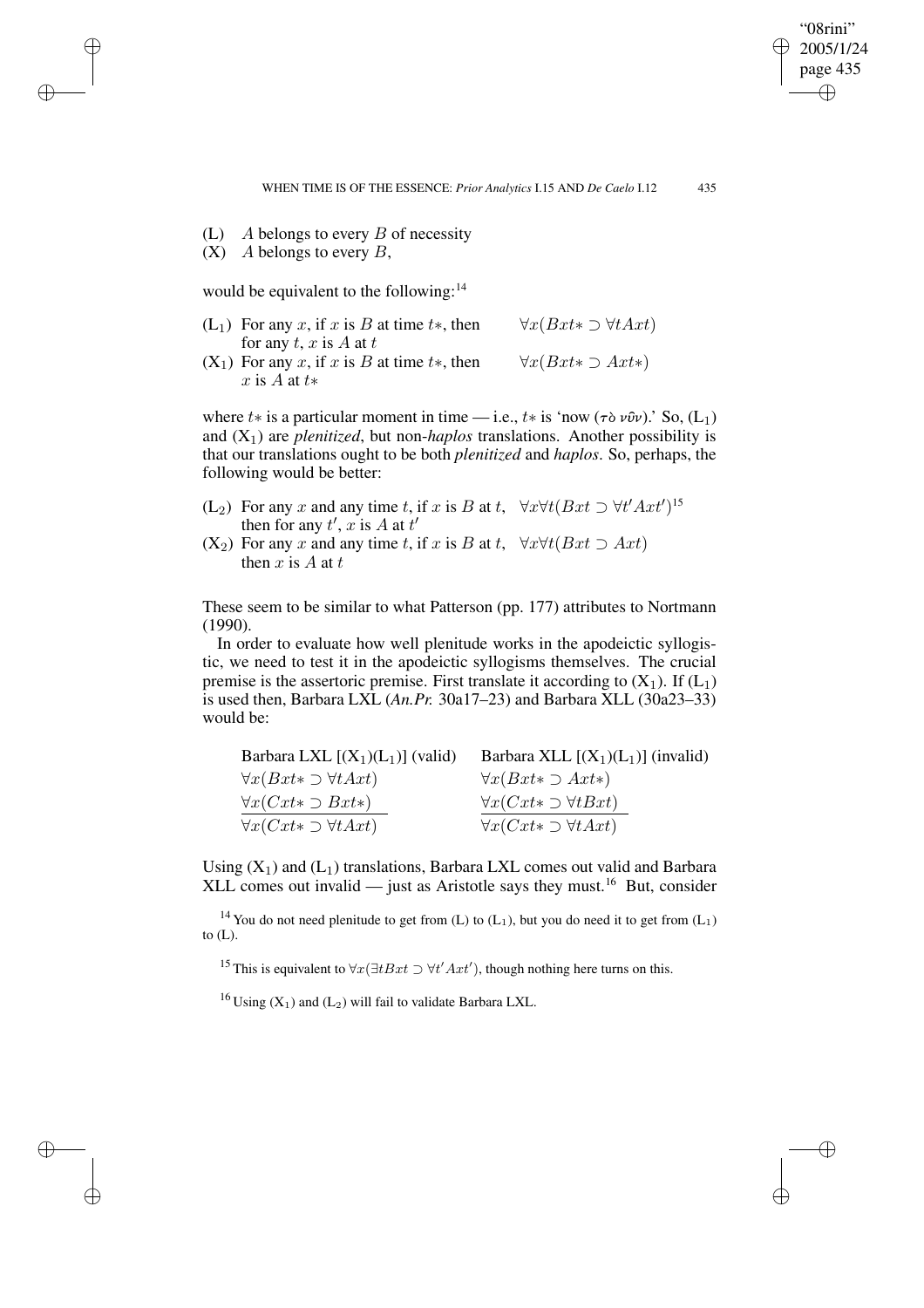(L) $A$ belongs to every $B$ of necessity

(X) $A$ belongs to every $B$,

would be equivalent to the following:[14]

| | | |
|---|---|---|
| $(L_1)$ | For any $x$, if $x$ is $B$ at time $t*$, then for any $t$, $x$ is $A$ at $t$ | $\forall x(Bxt* \supset \forall tAxt)$ |
| $(X_1)$ | For any $x$, if $x$ is $B$ at time $t*$, then $x$ is $A$ at $t*$ | $\forall x(Bxt* \supset Axt*)$ |

where $t*$ is a particular moment in time — i.e., $t*$ is 'now (τὸ νῦν).' So, $(L_1)$ and $(X_1)$ are *plenitized*, but non-*haplos* translations. Another possibility is that our translations ought to be both *plenitized* and *haplos*. So, perhaps, the following would be better:

| | | |
|---|---|---|
| $(L_2)$ | For any $x$ and any time $t$, if $x$ is $B$ at $t$, then for any $t'$, $x$ is $A$ at $t'$ | $\forall x \forall t(Bxt \supset \forall t' Axt')$[15] |
| $(X_2)$ | For any $x$ and any time $t$, if $x$ is $B$ at $t$, then $x$ is $A$ at $t$ | $\forall x \forall t(Bxt \supset Axt)$ |

These seem to be similar to what Patterson (pp. 177) attributes to Nortmann (1990).

In order to evaluate how well plenitude works in the apodeictic syllogistic, we need to test it in the apodeictic syllogisms themselves. The crucial premise is the assertoric premise. First translate it according to $(X_1)$. If $(L_1)$ is used then, Barbara LXL (*An.Pr.* 30a17–23) and Barbara XLL (30a23–33) would be:

| Barbara LXL $[(X_1)(L_1)]$ (valid) | Barbara XLL $[(X_1)(L_1)]$ (invalid) |
|---|---|
| $\forall x(Bxt* \supset \forall tAxt)$ | $\forall x(Bxt* \supset Axt*)$ |
| $\forall x(Cxt* \supset Bxt*)$ | $\forall x(Cxt* \supset \forall tBxt)$ |
| $\forall x(Cxt* \supset \forall tAxt)$ | $\forall x(Cxt* \supset \forall tAxt)$ |

Using $(X_1)$ and $(L_1)$ translations, Barbara LXL comes out valid and Barbara XLL comes out invalid — just as Aristotle says they must.[16] But, consider

[14] You do not need plenitude to get from (L) to $(L_1)$, but you do need it to get from $(L_1)$ to (L).

[15] This is equivalent to $\forall x(\exists tBxt \supset \forall t' Axt')$, though nothing here turns on this.

[16] Using $(X_1)$ and $(L_2)$ will fail to validate Barbara LXL.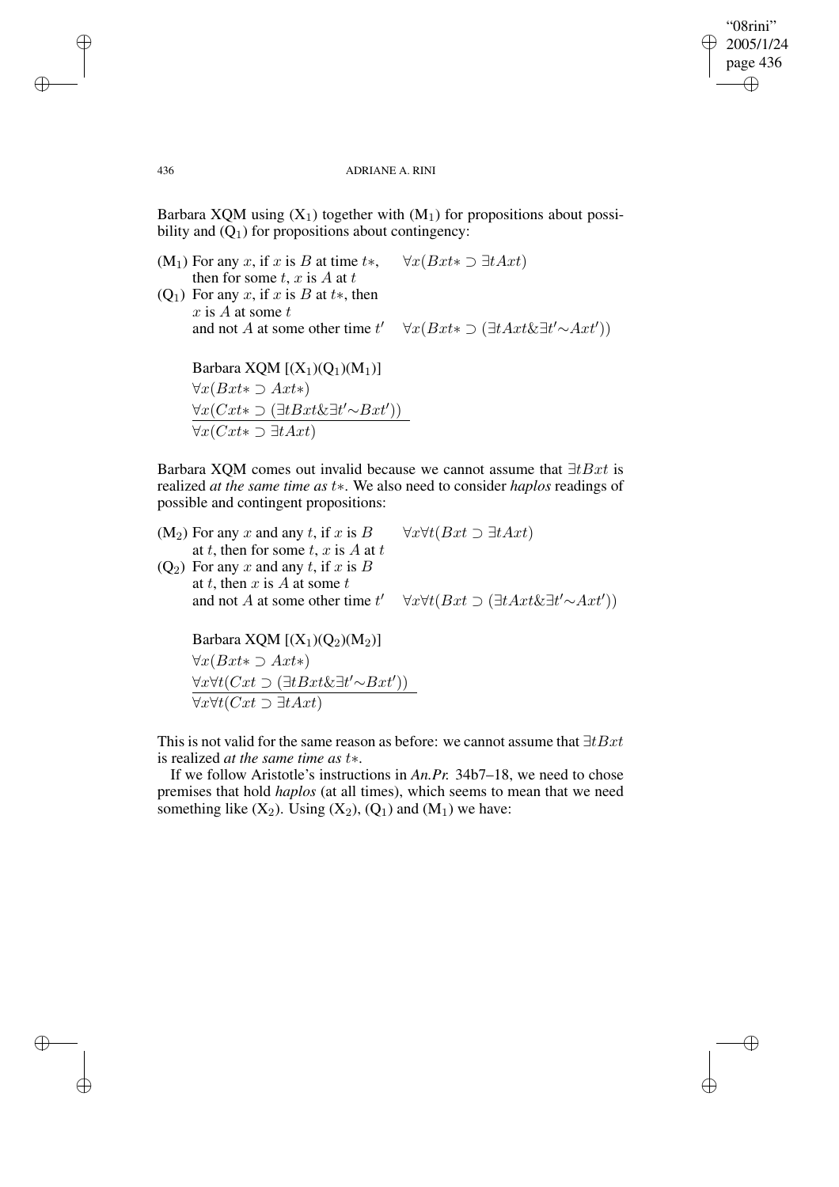Barbara XQM using ($X_1$) together with ($M_1$) for propositions about possibility and ($Q_1$) for propositions about contingency:

($M_1$) For any $x$, if $x$ is $B$ at time $t*$, then for some $t$, $x$ is $A$ at $t$ $\quad \forall x(Bxt* \supset \exists tAxt)$

($Q_1$) For any $x$, if $x$ is $B$ at $t*$, then $x$ is $A$ at some $t$ and not $A$ at some other time $t'$ $\quad \forall x(Bxt* \supset (\exists tAxt \& \exists t' {\sim} Axt'))$

Barbara XQM [($X_1$)($Q_1$)($M_1$)]

$$\forall x(Bxt* \supset Axt*)$$
$$\underline{\forall x(Cxt* \supset (\exists tBxt \& \exists t' {\sim} Bxt'))}$$
$$\forall x(Cxt* \supset \exists tAxt)$$

Barbara XQM comes out invalid because we cannot assume that $\exists tBxt$ is realized *at the same time as* $t*$. We also need to consider *haplos* readings of possible and contingent propositions:

($M_2$) For any $x$ and any $t$, if $x$ is $B$ at $t$, then for some $t$, $x$ is $A$ at $t$ $\quad \forall x \forall t(Bxt \supset \exists tAxt)$

($Q_2$) For any $x$ and any $t$, if $x$ is $B$ at $t$, then $x$ is $A$ at some $t$ and not $A$ at some other time $t'$ $\quad \forall x \forall t(Bxt \supset (\exists tAxt \& \exists t' {\sim} Axt'))$

Barbara XQM [($X_1$)($Q_2$)($M_2$)]

$$\forall x(Bxt* \supset Axt*)$$
$$\underline{\forall x \forall t(Cxt \supset (\exists tBxt \& \exists t' {\sim} Bxt'))}$$
$$\forall x \forall t(Cxt \supset \exists tAxt)$$

This is not valid for the same reason as before: we cannot assume that $\exists tBxt$ is realized *at the same time as* $t*$.

If we follow Aristotle's instructions in *An.Pr.* 34b7–18, we need to chose premises that hold *haplos* (at all times), which seems to mean that we need something like ($X_2$). Using ($X_2$), ($Q_1$) and ($M_1$) we have: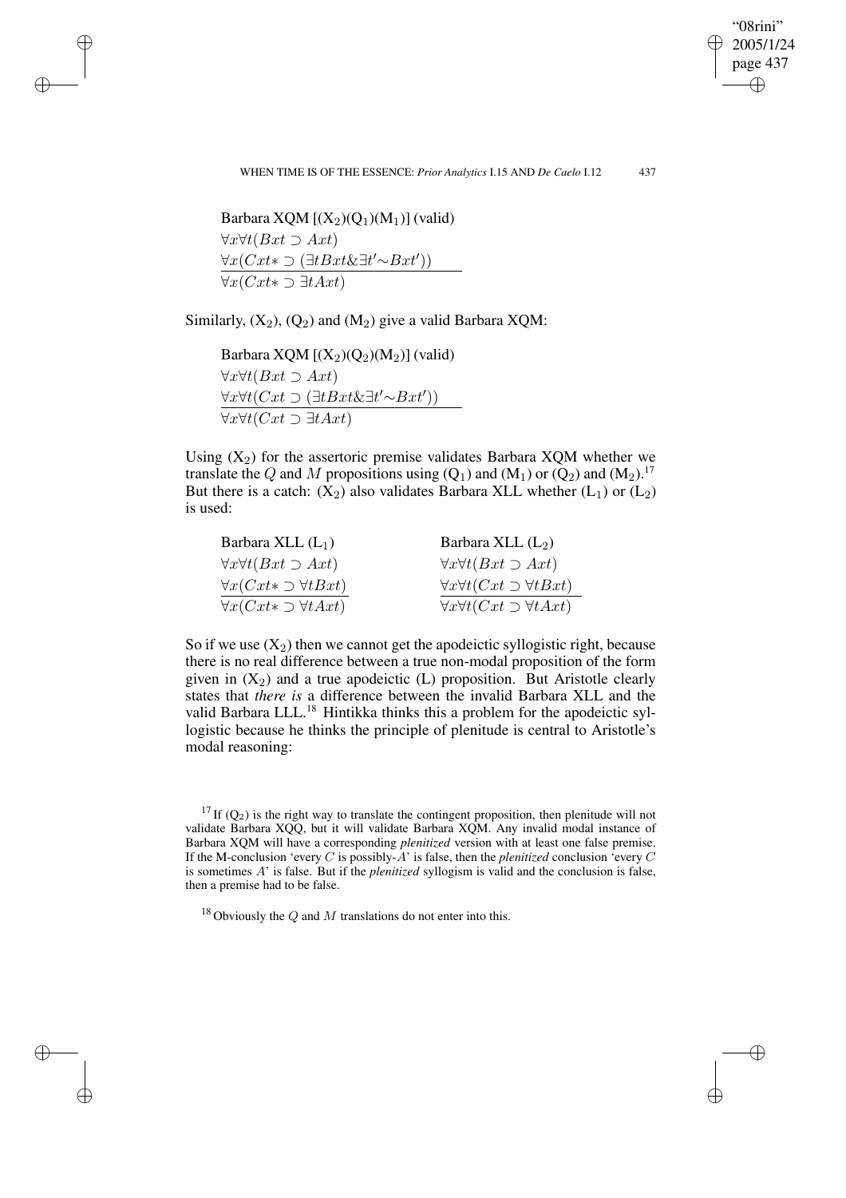Barbara XQM [$(X_2)(Q_1)(M_1)$] (valid)

$$\frac{\begin{array}{l}\forall x \forall t(Bxt \supset Axt)\\ \forall x(Cxt* \supset (\exists t Bxt \& \exists t' \sim Bxt'))\end{array}}{\forall x(Cxt* \supset \exists t Axt)}$$

Similarly, $(X_2)$, $(Q_2)$ and $(M_2)$ give a valid Barbara XQM:

Barbara XQM [$(X_2)(Q_2)(M_2)$] (valid)

$$\frac{\begin{array}{l}\forall x \forall t(Bxt \supset Axt)\\ \forall x \forall t(Cxt \supset (\exists t Bxt \& \exists t' \sim Bxt'))\end{array}}{\forall x \forall t(Cxt \supset \exists t Axt)}$$

Using $(X_2)$ for the assertoric premise validates Barbara XQM whether we translate the $Q$ and $M$ propositions using $(Q_1)$ and $(M_1)$ or $(Q_2)$ and $(M_2)$.[17] But there is a catch: $(X_2)$ also validates Barbara XLL whether $(L_1)$ or $(L_2)$ is used:

Barbara XLL $(L_1)$

$$\frac{\begin{array}{l}\forall x \forall t(Bxt \supset Axt)\\ \forall x(Cxt* \supset \forall t Bxt)\end{array}}{\forall x(Cxt* \supset \forall t Axt)}$$

Barbara XLL $(L_2)$

$$\frac{\begin{array}{l}\forall x \forall t(Bxt \supset Axt)\\ \forall x \forall t(Cxt \supset \forall t Bxt)\end{array}}{\forall x \forall t(Cxt \supset \forall t Axt)}$$

So if we use $(X_2)$ then we cannot get the apodeictic syllogistic right, because there is no real difference between a true non-modal proposition of the form given in $(X_2)$ and a true apodeictic (L) proposition. But Aristotle clearly states that *there is* a difference between the invalid Barbara XLL and the valid Barbara LLL.[18] Hintikka thinks this a problem for the apodeictic syllogistic because he thinks the principle of plenitude is central to Aristotle's modal reasoning:

[17] If $(Q_2)$ is the right way to translate the contingent proposition, then plenitude will not validate Barbara XQQ, but it will validate Barbara XQM. Any invalid modal instance of Barbara XQM will have a corresponding *plenitized* version with at least one false premise. If the M-conclusion 'every $C$ is possibly-$A$' is false, then the *plenitized* conclusion 'every $C$ is sometimes $A$' is false. But if the *plenitized* syllogism is valid and the conclusion is false, then a premise had to be false.

[18] Obviously the $Q$ and $M$ translations do not enter into this.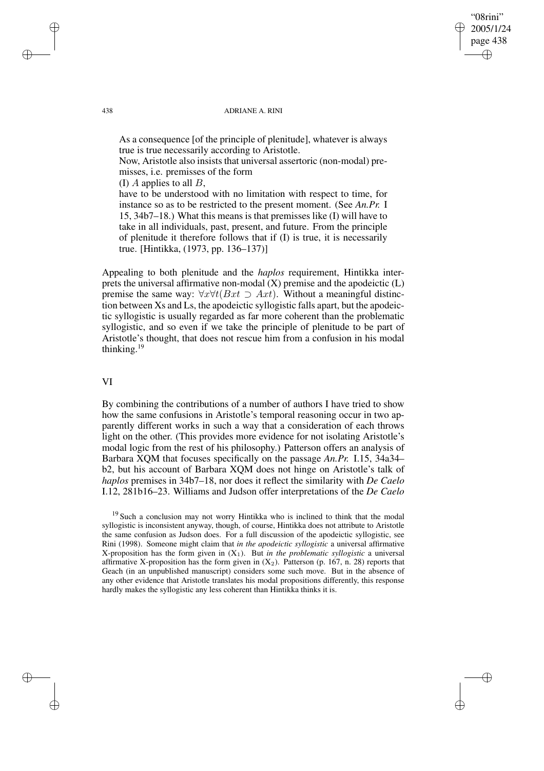As a consequence [of the principle of plenitude], whatever is always true is true necessarily according to Aristotle.

Now, Aristotle also insists that universal assertoric (non-modal) premisses, i.e. premisses of the form

(I) $A$ applies to all $B$,

have to be understood with no limitation with respect to time, for instance so as to be restricted to the present moment. (See *An.Pr.* I 15, 34b7–18.) What this means is that premisses like (I) will have to take in all individuals, past, present, and future. From the principle of plenitude it therefore follows that if (I) is true, it is necessarily true. [Hintikka, (1973, pp. 136–137)]

Appealing to both plenitude and the *haplos* requirement, Hintikka interprets the universal affirmative non-modal (X) premise and the apodeictic (L) premise the same way: $\forall x \forall t(Bxt \supset Axt)$. Without a meaningful distinction between Xs and Ls, the apodeictic syllogistic falls apart, but the apodeictic syllogistic is usually regarded as far more coherent than the problematic syllogistic, and so even if we take the principle of plenitude to be part of Aristotle's thought, that does not rescue him from a confusion in his modal thinking.[19]

## VI

By combining the contributions of a number of authors I have tried to show how the same confusions in Aristotle's temporal reasoning occur in two apparently different works in such a way that a consideration of each throws light on the other. (This provides more evidence for not isolating Aristotle's modal logic from the rest of his philosophy.) Patterson offers an analysis of Barbara XQM that focuses specifically on the passage *An.Pr.* I.15, 34a34–b2, but his account of Barbara XQM does not hinge on Aristotle's talk of *haplos* premises in 34b7–18, nor does it reflect the similarity with *De Caelo* I.12, 281b16–23. Williams and Judson offer interpretations of the *De Caelo*

[19] Such a conclusion may not worry Hintikka who is inclined to think that the modal syllogistic is inconsistent anyway, though, of course, Hintikka does not attribute to Aristotle the same confusion as Judson does. For a full discussion of the apodeictic syllogistic, see Rini (1998). Someone might claim that *in the apodeictic syllogistic* a universal affirmative X-proposition has the form given in ($X_1$). But *in the problematic syllogistic* a universal affirmative X-proposition has the form given in ($X_2$). Patterson (p. 167, n. 28) reports that Geach (in an unpublished manuscript) considers some such move. But in the absence of any other evidence that Aristotle translates his modal propositions differently, this response hardly makes the syllogistic any less coherent than Hintikka thinks it is.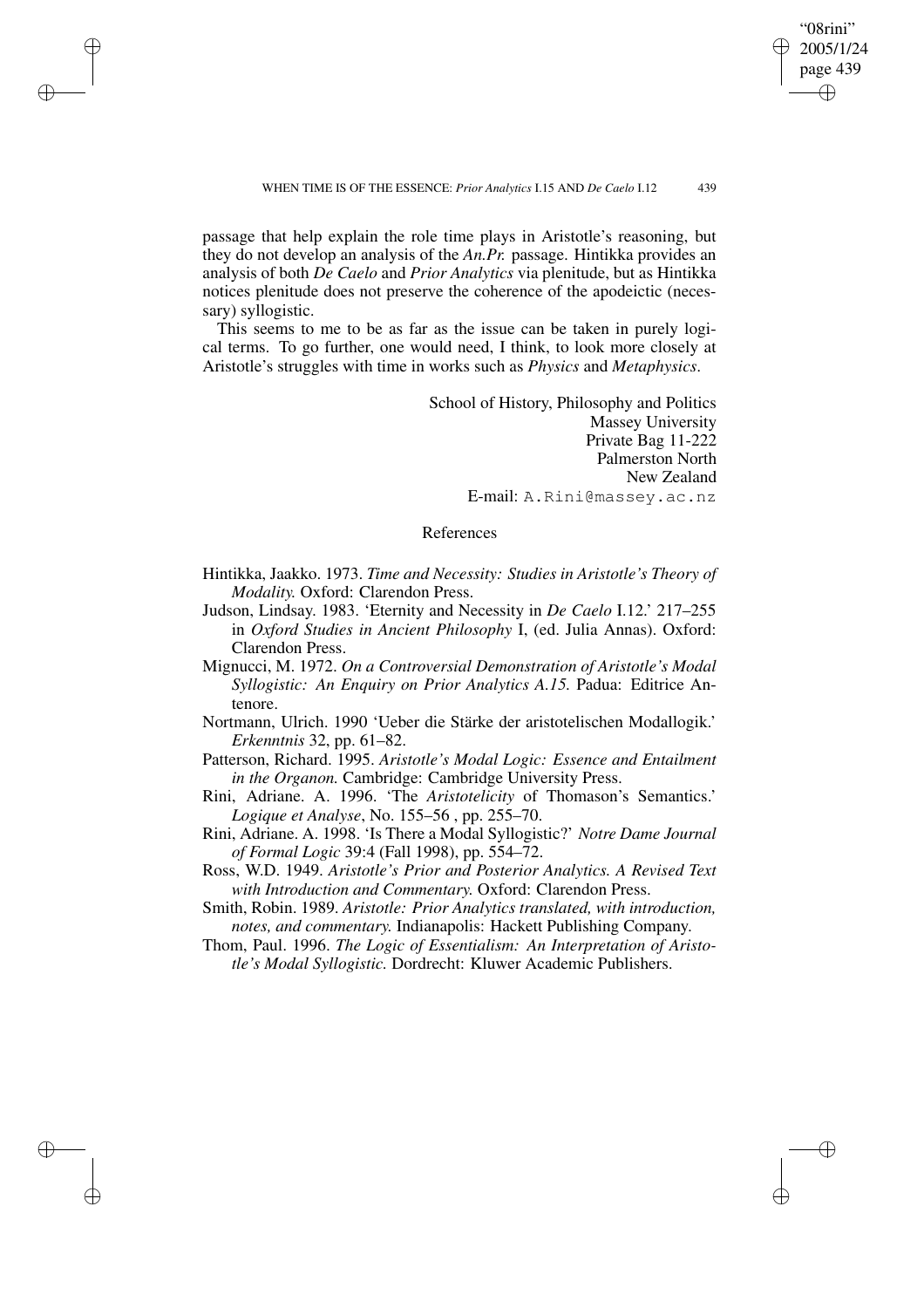passage that help explain the role time plays in Aristotle's reasoning, but they do not develop an analysis of the *An.Pr.* passage. Hintikka provides an analysis of both *De Caelo* and *Prior Analytics* via plenitude, but as Hintikka notices plenitude does not preserve the coherence of the apodeictic (necessary) syllogistic.

This seems to me to be as far as the issue can be taken in purely logical terms. To go further, one would need, I think, to look more closely at Aristotle's struggles with time in works such as *Physics* and *Metaphysics*.

School of History, Philosophy and Politics
Massey University
Private Bag 11-222
Palmerston North
New Zealand
E-mail: A.Rini@massey.ac.nz

## References

Hintikka, Jaakko. 1973. *Time and Necessity: Studies in Aristotle's Theory of Modality.* Oxford: Clarendon Press.

Judson, Lindsay. 1983. 'Eternity and Necessity in *De Caelo* I.12.' 217–255 in *Oxford Studies in Ancient Philosophy* I, (ed. Julia Annas). Oxford: Clarendon Press.

Mignucci, M. 1972. *On a Controversial Demonstration of Aristotle's Modal Syllogistic: An Enquiry on Prior Analytics A.15.* Padua: Editrice Antenore.

Nortmann, Ulrich. 1990 'Ueber die Stärke der aristotelischen Modallogik.' *Erkenntnis* 32, pp. 61–82.

Patterson, Richard. 1995. *Aristotle's Modal Logic: Essence and Entailment in the Organon.* Cambridge: Cambridge University Press.

Rini, Adriane. A. 1996. 'The *Aristotelicity* of Thomason's Semantics.' *Logique et Analyse*, No. 155–56 , pp. 255–70.

Rini, Adriane. A. 1998. 'Is There a Modal Syllogistic?' *Notre Dame Journal of Formal Logic* 39:4 (Fall 1998), pp. 554–72.

Ross, W.D. 1949. *Aristotle's Prior and Posterior Analytics. A Revised Text with Introduction and Commentary.* Oxford: Clarendon Press.

Smith, Robin. 1989. *Aristotle: Prior Analytics translated, with introduction, notes, and commentary.* Indianapolis: Hackett Publishing Company.

Thom, Paul. 1996. *The Logic of Essentialism: An Interpretation of Aristotle's Modal Syllogistic.* Dordrecht: Kluwer Academic Publishers.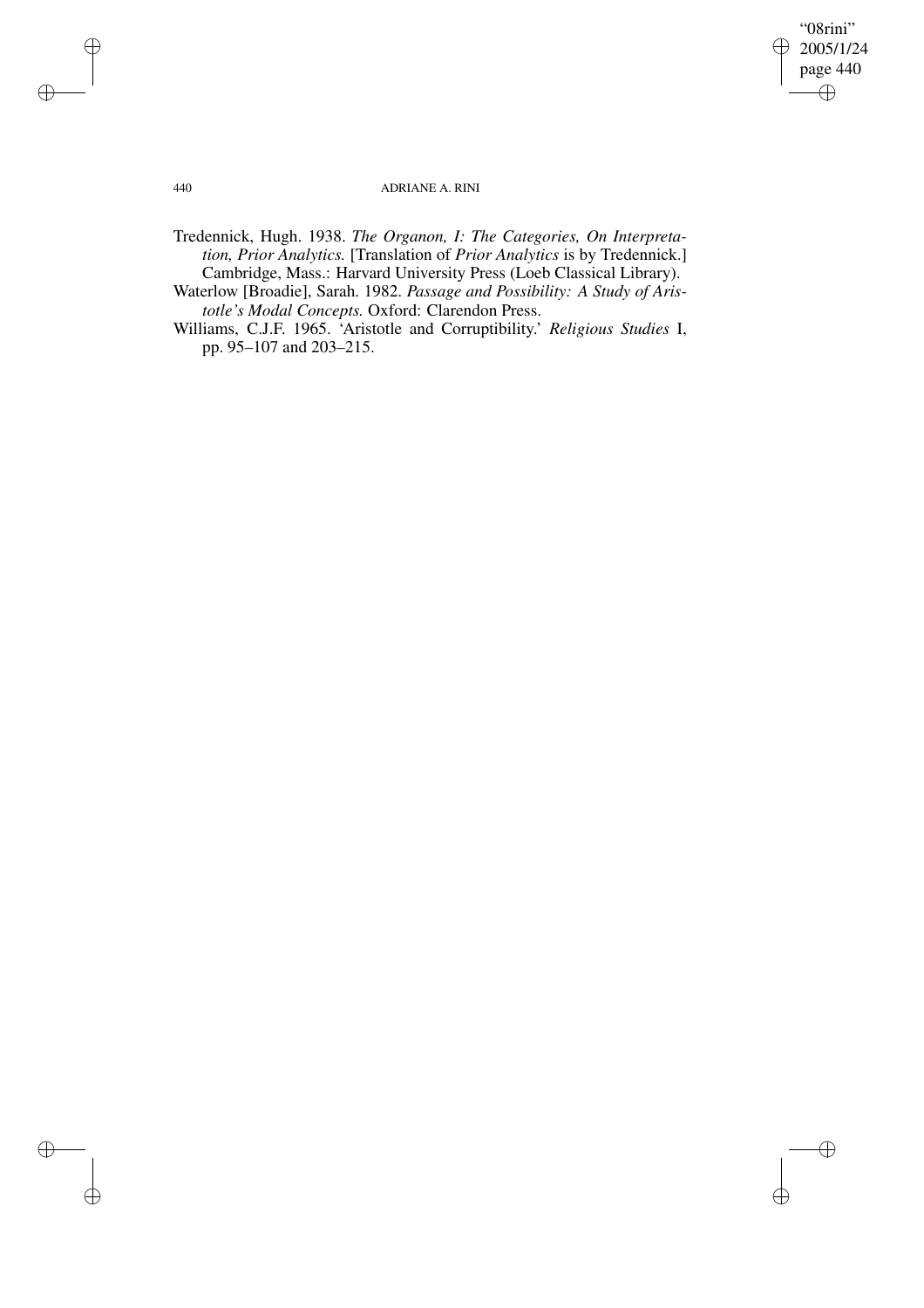Tredennick, Hugh. 1938. *The Organon, I: The Categories, On Interpretation, Prior Analytics.* [Translation of *Prior Analytics* is by Tredennick.] Cambridge, Mass.: Harvard University Press (Loeb Classical Library).

Waterlow [Broadie], Sarah. 1982. *Passage and Possibility: A Study of Aristotle's Modal Concepts.* Oxford: Clarendon Press.

Williams, C.J.F. 1965. 'Aristotle and Corruptibility.' *Religious Studies* I, pp. 95–107 and 203–215.